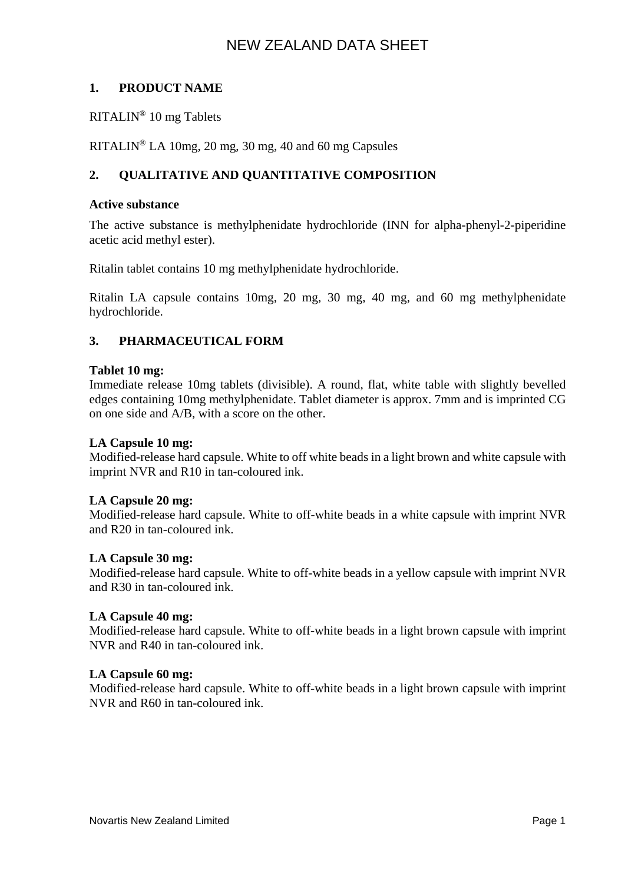# NEW ZEALAND DATA SHEET

## 1. PRODUCT NAME

RITALIN® 10 mg Tablets

RITALIN® LA 10mg, 20 mg, 30 mg, 40 and 60 mg Capsules

## 2. QUALITATIVE AND QUANTITATIVE COMPOSITION

### Active substance

The active substance is methylphenidate hydrochloride (INN for alpha-phenyl-2-piperidine acetic acid methyl ester).

Ritalin tablet contains 10 mg methylphenidate hydrochloride.

Ritalin LA capsule contains 10mg, 20 mg, 30 mg, 40 mg, and 60 mg methylphenidate hydrochloride.

## 3. PHARMACEUTICAL FORM

**Tablet 10 mg:**
Immediate release 10mg tablets (divisible). A round, flat, white table with slightly bevelled edges containing 10mg methylphenidate. Tablet diameter is approx. 7mm and is imprinted CG on one side and A/B, with a score on the other.

**LA Capsule 10 mg:**
Modified-release hard capsule. White to off white beads in a light brown and white capsule with imprint NVR and R10 in tan-coloured ink.

**LA Capsule 20 mg:**
Modified-release hard capsule. White to off-white beads in a white capsule with imprint NVR and R20 in tan-coloured ink.

**LA Capsule 30 mg:**
Modified-release hard capsule. White to off-white beads in a yellow capsule with imprint NVR and R30 in tan-coloured ink.

**LA Capsule 40 mg:**
Modified-release hard capsule. White to off-white beads in a light brown capsule with imprint NVR and R40 in tan-coloured ink.

**LA Capsule 60 mg:**
Modified-release hard capsule. White to off-white beads in a light brown capsule with imprint NVR and R60 in tan-coloured ink.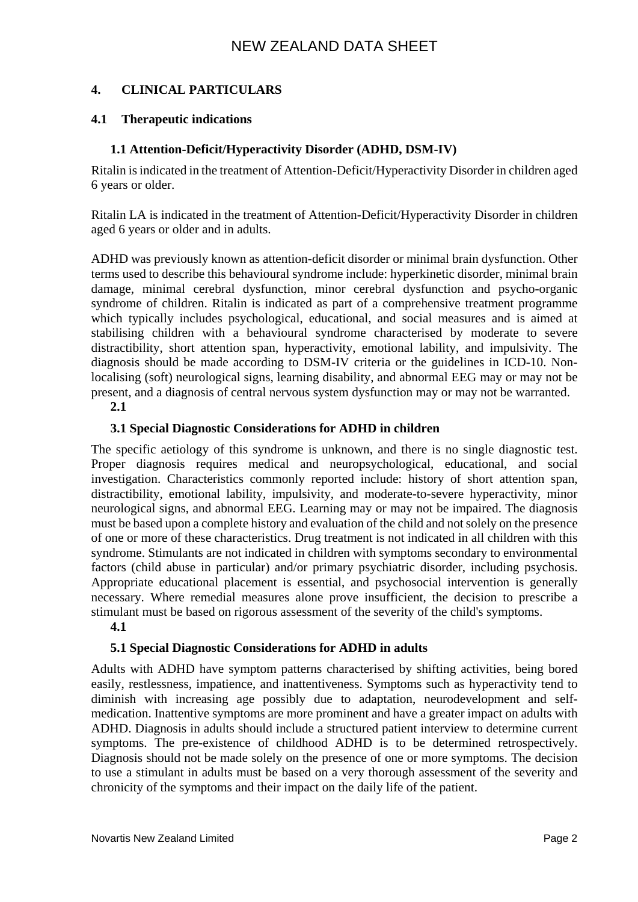## 4. CLINICAL PARTICULARS

### 4.1 Therapeutic indications

#### 1.1 Attention-Deficit/Hyperactivity Disorder (ADHD, DSM-IV)

Ritalin is indicated in the treatment of Attention-Deficit/Hyperactivity Disorder in children aged 6 years or older.

Ritalin LA is indicated in the treatment of Attention-Deficit/Hyperactivity Disorder in children aged 6 years or older and in adults.

ADHD was previously known as attention-deficit disorder or minimal brain dysfunction. Other terms used to describe this behavioural syndrome include: hyperkinetic disorder, minimal brain damage, minimal cerebral dysfunction, minor cerebral dysfunction and psycho-organic syndrome of children. Ritalin is indicated as part of a comprehensive treatment programme which typically includes psychological, educational, and social measures and is aimed at stabilising children with a behavioural syndrome characterised by moderate to severe distractibility, short attention span, hyperactivity, emotional lability, and impulsivity. The diagnosis should be made according to DSM-IV criteria or the guidelines in ICD-10. Non-localising (soft) neurological signs, learning disability, and abnormal EEG may or may not be present, and a diagnosis of central nervous system dysfunction may or may not be warranted.

**2.1**

#### 3.1 Special Diagnostic Considerations for ADHD in children

The specific aetiology of this syndrome is unknown, and there is no single diagnostic test. Proper diagnosis requires medical and neuropsychological, educational, and social investigation. Characteristics commonly reported include: history of short attention span, distractibility, emotional lability, impulsivity, and moderate-to-severe hyperactivity, minor neurological signs, and abnormal EEG. Learning may or may not be impaired. The diagnosis must be based upon a complete history and evaluation of the child and not solely on the presence of one or more of these characteristics. Drug treatment is not indicated in all children with this syndrome. Stimulants are not indicated in children with symptoms secondary to environmental factors (child abuse in particular) and/or primary psychiatric disorder, including psychosis. Appropriate educational placement is essential, and psychosocial intervention is generally necessary. Where remedial measures alone prove insufficient, the decision to prescribe a stimulant must be based on rigorous assessment of the severity of the child's symptoms.

**4.1**

#### 5.1 Special Diagnostic Considerations for ADHD in adults

Adults with ADHD have symptom patterns characterised by shifting activities, being bored easily, restlessness, impatience, and inattentiveness. Symptoms such as hyperactivity tend to diminish with increasing age possibly due to adaptation, neurodevelopment and self-medication. Inattentive symptoms are more prominent and have a greater impact on adults with ADHD. Diagnosis in adults should include a structured patient interview to determine current symptoms. The pre-existence of childhood ADHD is to be determined retrospectively. Diagnosis should not be made solely on the presence of one or more symptoms. The decision to use a stimulant in adults must be based on a very thorough assessment of the severity and chronicity of the symptoms and their impact on the daily life of the patient.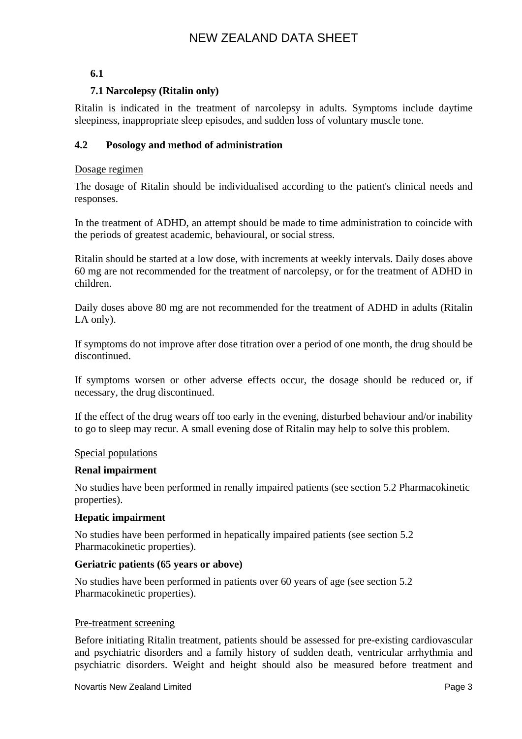**6.1**

**7.1 Narcolepsy (Ritalin only)**

Ritalin is indicated in the treatment of narcolepsy in adults. Symptoms include daytime sleepiness, inappropriate sleep episodes, and sudden loss of voluntary muscle tone.

## 4.2 Posology and method of administration

Dosage regimen

The dosage of Ritalin should be individualised according to the patient's clinical needs and responses.

In the treatment of ADHD, an attempt should be made to time administration to coincide with the periods of greatest academic, behavioural, or social stress.

Ritalin should be started at a low dose, with increments at weekly intervals. Daily doses above 60 mg are not recommended for the treatment of narcolepsy, or for the treatment of ADHD in children.

Daily doses above 80 mg are not recommended for the treatment of ADHD in adults (Ritalin LA only).

If symptoms do not improve after dose titration over a period of one month, the drug should be discontinued.

If symptoms worsen or other adverse effects occur, the dosage should be reduced or, if necessary, the drug discontinued.

If the effect of the drug wears off too early in the evening, disturbed behaviour and/or inability to go to sleep may recur. A small evening dose of Ritalin may help to solve this problem.

Special populations

**Renal impairment**

No studies have been performed in renally impaired patients (see section 5.2 Pharmacokinetic properties).

**Hepatic impairment**

No studies have been performed in hepatically impaired patients (see section 5.2 Pharmacokinetic properties).

**Geriatric patients (65 years or above)**

No studies have been performed in patients over 60 years of age (see section 5.2 Pharmacokinetic properties).

Pre-treatment screening

Before initiating Ritalin treatment, patients should be assessed for pre-existing cardiovascular and psychiatric disorders and a family history of sudden death, ventricular arrhythmia and psychiatric disorders. Weight and height should also be measured before treatment and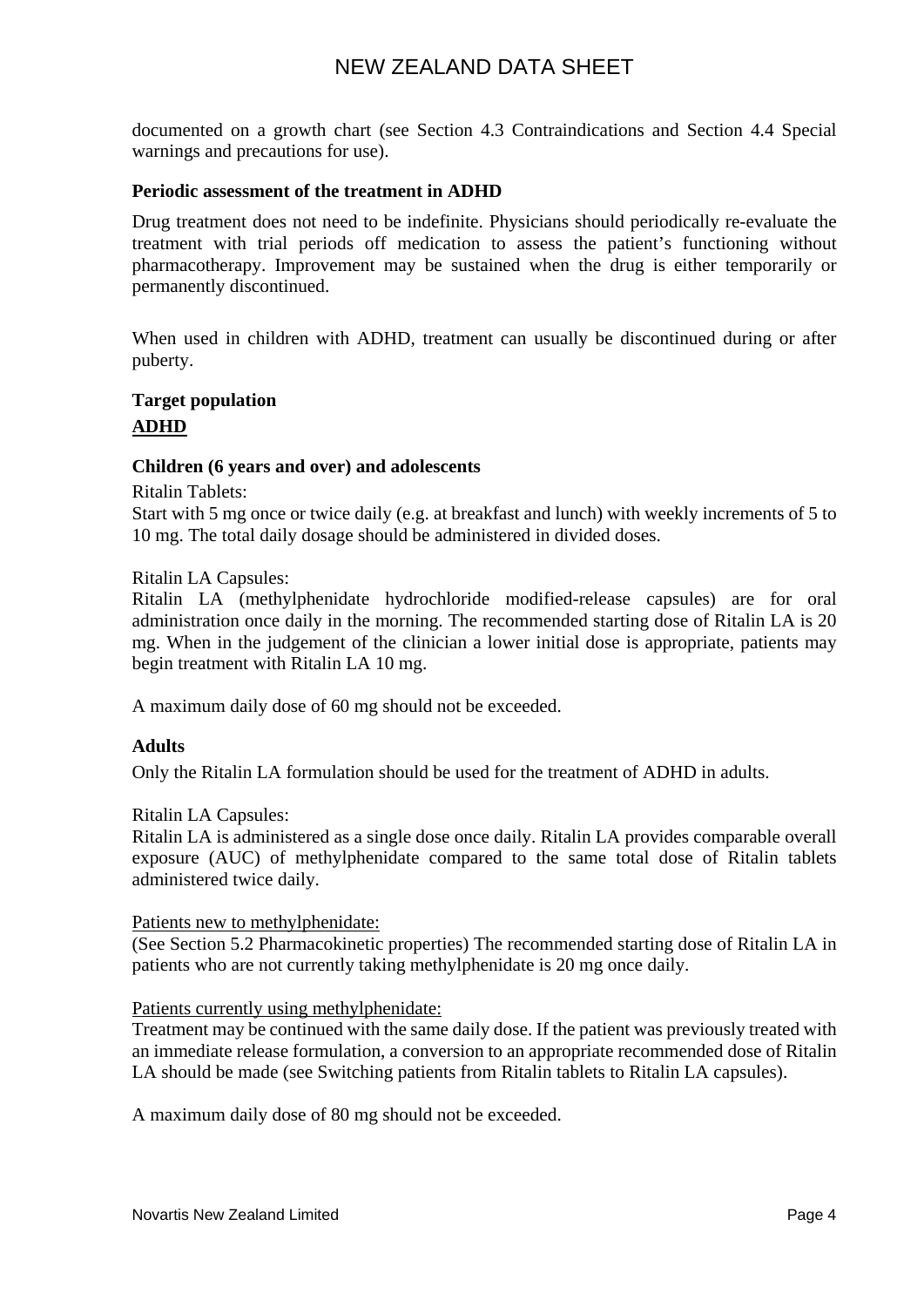documented on a growth chart (see Section 4.3 Contraindications and Section 4.4 Special warnings and precautions for use).

**Periodic assessment of the treatment in ADHD**

Drug treatment does not need to be indefinite. Physicians should periodically re-evaluate the treatment with trial periods off medication to assess the patient's functioning without pharmacotherapy. Improvement may be sustained when the drug is either temporarily or permanently discontinued.

When used in children with ADHD, treatment can usually be discontinued during or after puberty.

**Target population**

**ADHD**

**Children (6 years and over) and adolescents**

Ritalin Tablets:
Start with 5 mg once or twice daily (e.g. at breakfast and lunch) with weekly increments of 5 to 10 mg. The total daily dosage should be administered in divided doses.

Ritalin LA Capsules:
Ritalin LA (methylphenidate hydrochloride modified-release capsules) are for oral administration once daily in the morning. The recommended starting dose of Ritalin LA is 20 mg. When in the judgement of the clinician a lower initial dose is appropriate, patients may begin treatment with Ritalin LA 10 mg.

A maximum daily dose of 60 mg should not be exceeded.

**Adults**

Only the Ritalin LA formulation should be used for the treatment of ADHD in adults.

Ritalin LA Capsules:
Ritalin LA is administered as a single dose once daily. Ritalin LA provides comparable overall exposure (AUC) of methylphenidate compared to the same total dose of Ritalin tablets administered twice daily.

Patients new to methylphenidate:
(See Section 5.2 Pharmacokinetic properties) The recommended starting dose of Ritalin LA in patients who are not currently taking methylphenidate is 20 mg once daily.

Patients currently using methylphenidate:
Treatment may be continued with the same daily dose. If the patient was previously treated with an immediate release formulation, a conversion to an appropriate recommended dose of Ritalin LA should be made (see Switching patients from Ritalin tablets to Ritalin LA capsules).

A maximum daily dose of 80 mg should not be exceeded.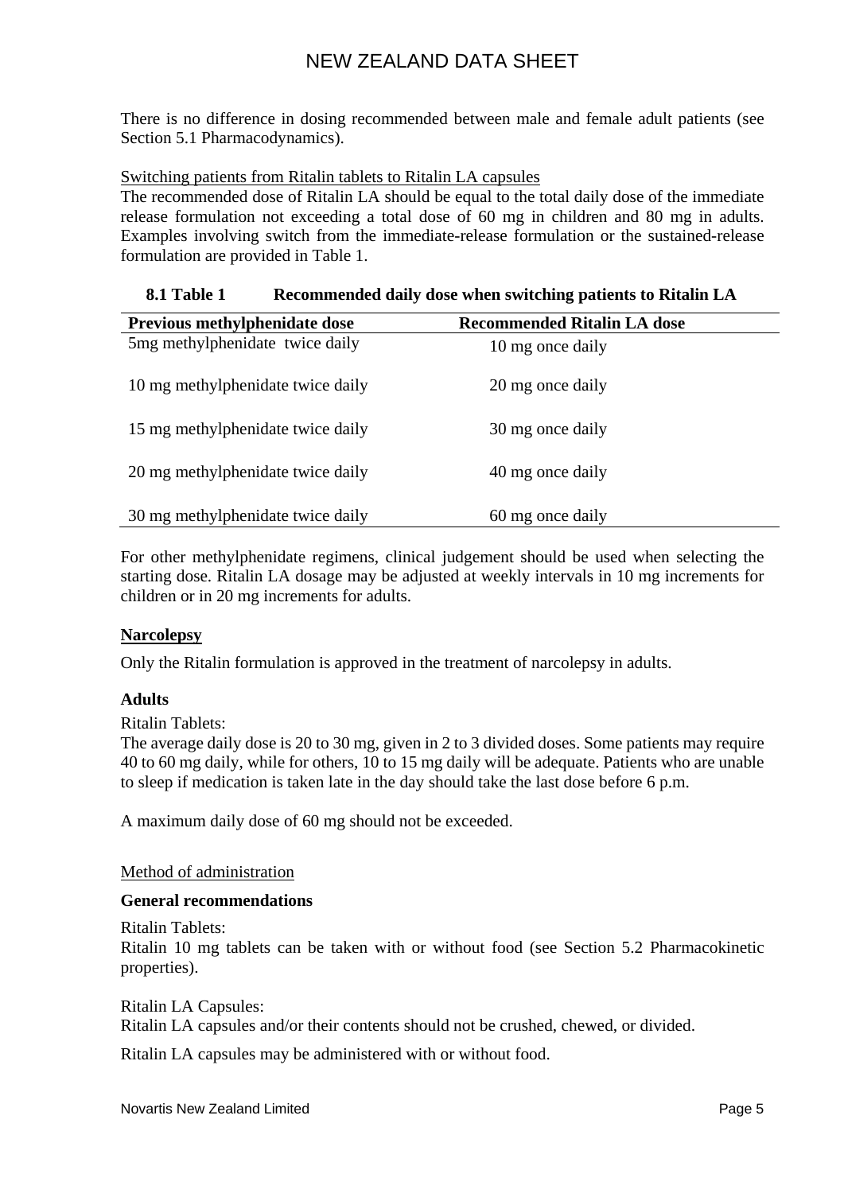There is no difference in dosing recommended between male and female adult patients (see Section 5.1 Pharmacodynamics).

Switching patients from Ritalin tablets to Ritalin LA capsules

The recommended dose of Ritalin LA should be equal to the total daily dose of the immediate release formulation not exceeding a total dose of 60 mg in children and 80 mg in adults. Examples involving switch from the immediate-release formulation or the sustained-release formulation are provided in Table 1.

**8.1 Table 1 Recommended daily dose when switching patients to Ritalin LA**

| Previous methylphenidate dose | Recommended Ritalin LA dose |
|---|---|
| 5mg methylphenidate twice daily | 10 mg once daily |
| 10 mg methylphenidate twice daily | 20 mg once daily |
| 15 mg methylphenidate twice daily | 30 mg once daily |
| 20 mg methylphenidate twice daily | 40 mg once daily |
| 30 mg methylphenidate twice daily | 60 mg once daily |

For other methylphenidate regimens, clinical judgement should be used when selecting the starting dose. Ritalin LA dosage may be adjusted at weekly intervals in 10 mg increments for children or in 20 mg increments for adults.

## Narcolepsy

Only the Ritalin formulation is approved in the treatment of narcolepsy in adults.

### Adults

Ritalin Tablets:

The average daily dose is 20 to 30 mg, given in 2 to 3 divided doses. Some patients may require 40 to 60 mg daily, while for others, 10 to 15 mg daily will be adequate. Patients who are unable to sleep if medication is taken late in the day should take the last dose before 6 p.m.

A maximum daily dose of 60 mg should not be exceeded.

Method of administration

### General recommendations

Ritalin Tablets:

Ritalin 10 mg tablets can be taken with or without food (see Section 5.2 Pharmacokinetic properties).

Ritalin LA Capsules:

Ritalin LA capsules and/or their contents should not be crushed, chewed, or divided.

Ritalin LA capsules may be administered with or without food.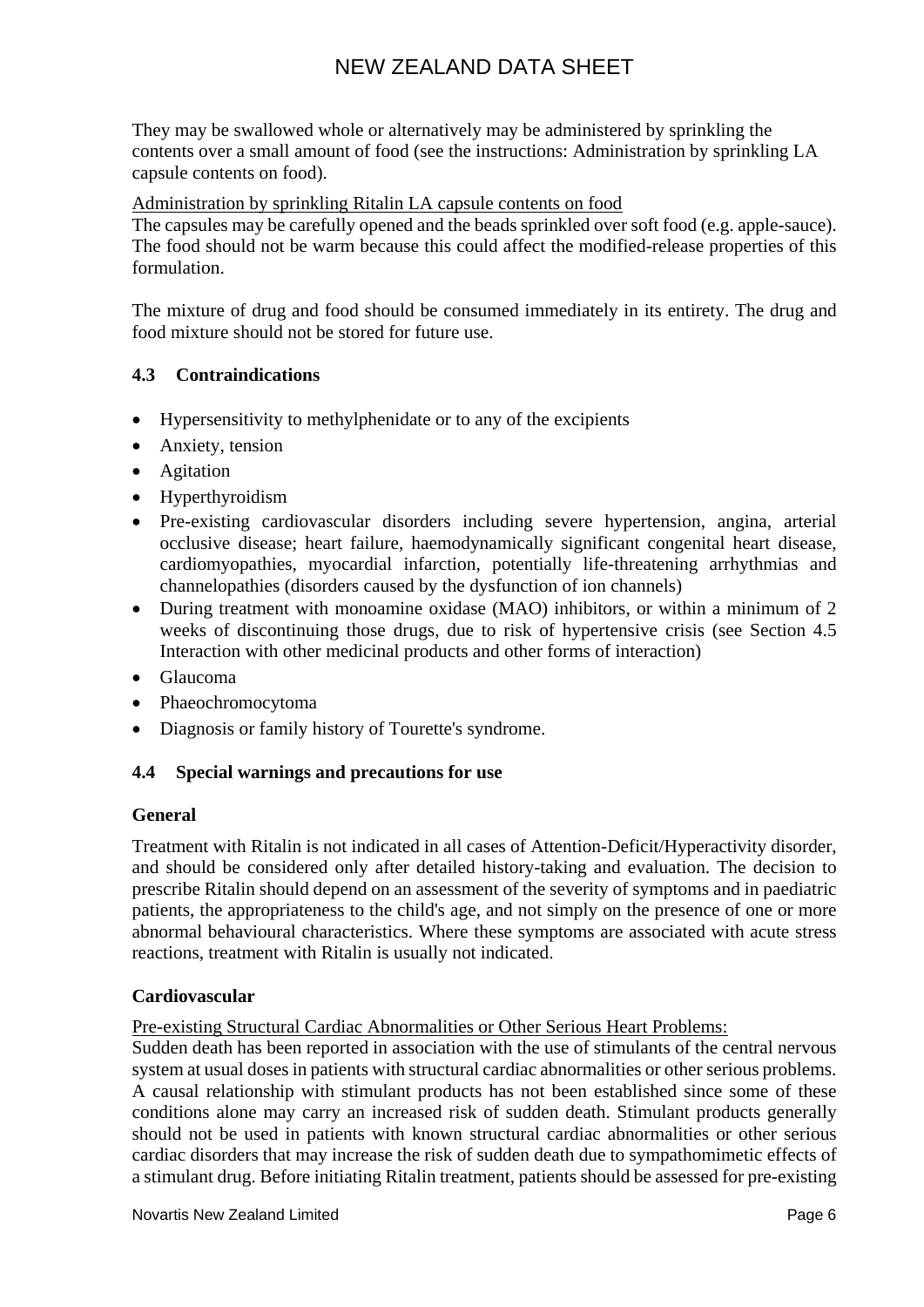They may be swallowed whole or alternatively may be administered by sprinkling the contents over a small amount of food (see the instructions: Administration by sprinkling LA capsule contents on food).

Administration by sprinkling Ritalin LA capsule contents on food

The capsules may be carefully opened and the beads sprinkled over soft food (e.g. apple-sauce). The food should not be warm because this could affect the modified-release properties of this formulation.

The mixture of drug and food should be consumed immediately in its entirety. The drug and food mixture should not be stored for future use.

### 4.3 Contraindications

- Hypersensitivity to methylphenidate or to any of the excipients
- Anxiety, tension
- Agitation
- Hyperthyroidism
- Pre-existing cardiovascular disorders including severe hypertension, angina, arterial occlusive disease; heart failure, haemodynamically significant congenital heart disease, cardiomyopathies, myocardial infarction, potentially life-threatening arrhythmias and channelopathies (disorders caused by the dysfunction of ion channels)
- During treatment with monoamine oxidase (MAO) inhibitors, or within a minimum of 2 weeks of discontinuing those drugs, due to risk of hypertensive crisis (see Section 4.5 Interaction with other medicinal products and other forms of interaction)
- Glaucoma
- Phaeochromocytoma
- Diagnosis or family history of Tourette's syndrome.

### 4.4 Special warnings and precautions for use

**General**

Treatment with Ritalin is not indicated in all cases of Attention-Deficit/Hyperactivity disorder, and should be considered only after detailed history-taking and evaluation. The decision to prescribe Ritalin should depend on an assessment of the severity of symptoms and in paediatric patients, the appropriateness to the child's age, and not simply on the presence of one or more abnormal behavioural characteristics. Where these symptoms are associated with acute stress reactions, treatment with Ritalin is usually not indicated.

**Cardiovascular**

Pre-existing Structural Cardiac Abnormalities or Other Serious Heart Problems:

Sudden death has been reported in association with the use of stimulants of the central nervous system at usual doses in patients with structural cardiac abnormalities or other serious problems. A causal relationship with stimulant products has not been established since some of these conditions alone may carry an increased risk of sudden death. Stimulant products generally should not be used in patients with known structural cardiac abnormalities or other serious cardiac disorders that may increase the risk of sudden death due to sympathomimetic effects of a stimulant drug. Before initiating Ritalin treatment, patients should be assessed for pre-existing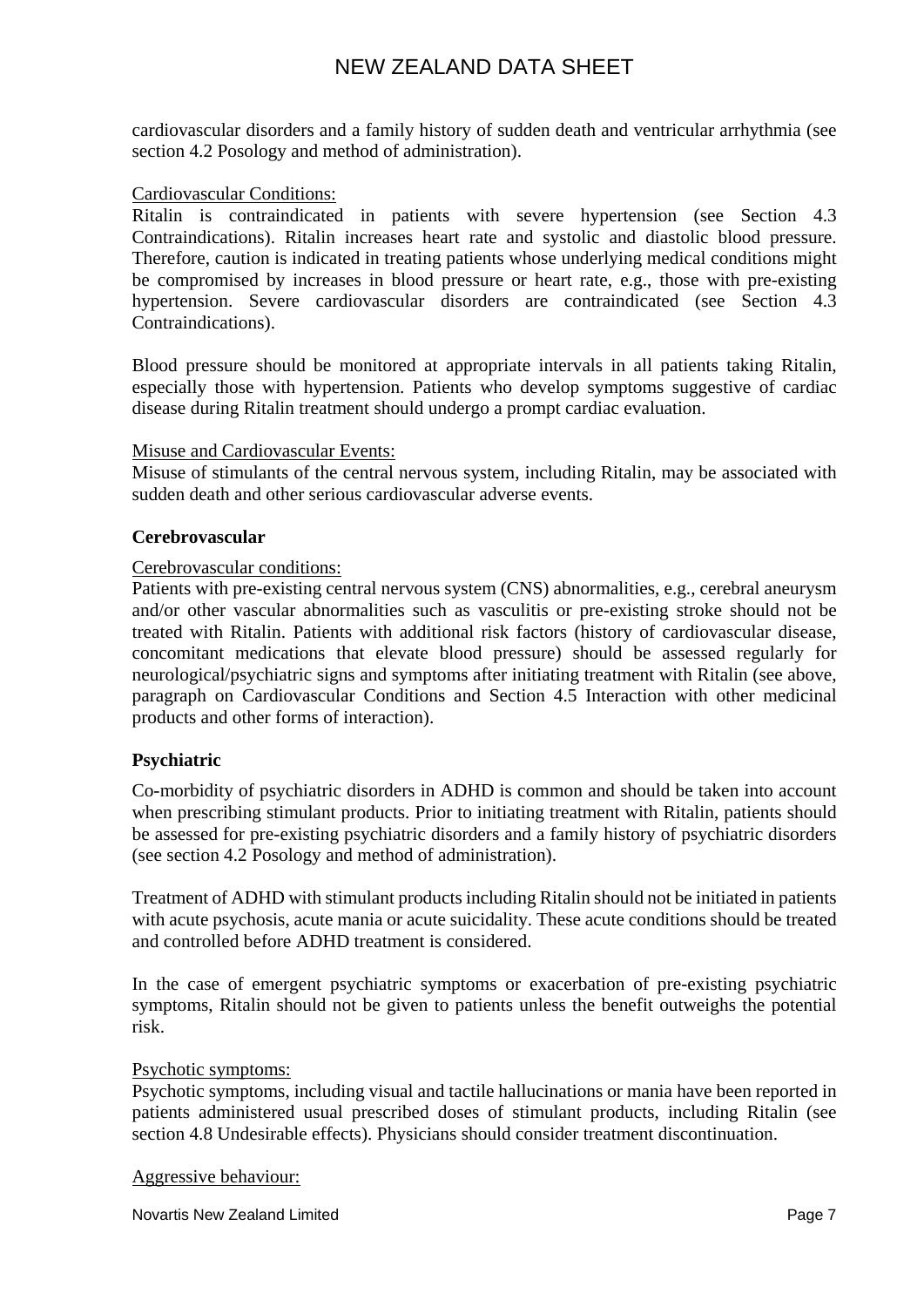cardiovascular disorders and a family history of sudden death and ventricular arrhythmia (see section 4.2 Posology and method of administration).

Cardiovascular Conditions:

Ritalin is contraindicated in patients with severe hypertension (see Section 4.3 Contraindications). Ritalin increases heart rate and systolic and diastolic blood pressure. Therefore, caution is indicated in treating patients whose underlying medical conditions might be compromised by increases in blood pressure or heart rate, e.g., those with pre-existing hypertension. Severe cardiovascular disorders are contraindicated (see Section 4.3 Contraindications).

Blood pressure should be monitored at appropriate intervals in all patients taking Ritalin, especially those with hypertension. Patients who develop symptoms suggestive of cardiac disease during Ritalin treatment should undergo a prompt cardiac evaluation.

Misuse and Cardiovascular Events:

Misuse of stimulants of the central nervous system, including Ritalin, may be associated with sudden death and other serious cardiovascular adverse events.

**Cerebrovascular**

Cerebrovascular conditions:

Patients with pre-existing central nervous system (CNS) abnormalities, e.g., cerebral aneurysm and/or other vascular abnormalities such as vasculitis or pre-existing stroke should not be treated with Ritalin. Patients with additional risk factors (history of cardiovascular disease, concomitant medications that elevate blood pressure) should be assessed regularly for neurological/psychiatric signs and symptoms after initiating treatment with Ritalin (see above, paragraph on Cardiovascular Conditions and Section 4.5 Interaction with other medicinal products and other forms of interaction).

**Psychiatric**

Co-morbidity of psychiatric disorders in ADHD is common and should be taken into account when prescribing stimulant products. Prior to initiating treatment with Ritalin, patients should be assessed for pre-existing psychiatric disorders and a family history of psychiatric disorders (see section 4.2 Posology and method of administration).

Treatment of ADHD with stimulant products including Ritalin should not be initiated in patients with acute psychosis, acute mania or acute suicidality. These acute conditions should be treated and controlled before ADHD treatment is considered.

In the case of emergent psychiatric symptoms or exacerbation of pre-existing psychiatric symptoms, Ritalin should not be given to patients unless the benefit outweighs the potential risk.

Psychotic symptoms:

Psychotic symptoms, including visual and tactile hallucinations or mania have been reported in patients administered usual prescribed doses of stimulant products, including Ritalin (see section 4.8 Undesirable effects). Physicians should consider treatment discontinuation.

Aggressive behaviour: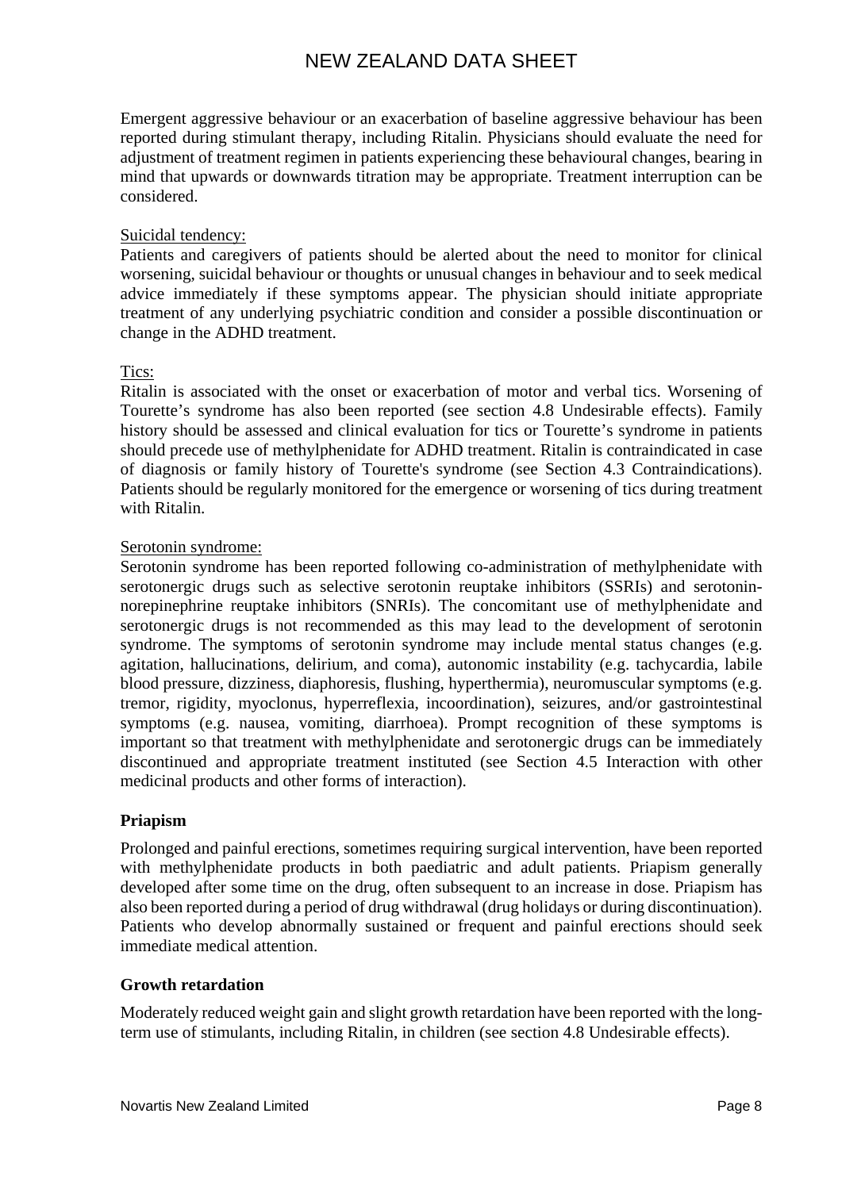Emergent aggressive behaviour or an exacerbation of baseline aggressive behaviour has been reported during stimulant therapy, including Ritalin. Physicians should evaluate the need for adjustment of treatment regimen in patients experiencing these behavioural changes, bearing in mind that upwards or downwards titration may be appropriate. Treatment interruption can be considered.

<u>Suicidal tendency:</u>
Patients and caregivers of patients should be alerted about the need to monitor for clinical worsening, suicidal behaviour or thoughts or unusual changes in behaviour and to seek medical advice immediately if these symptoms appear. The physician should initiate appropriate treatment of any underlying psychiatric condition and consider a possible discontinuation or change in the ADHD treatment.

<u>Tics:</u>
Ritalin is associated with the onset or exacerbation of motor and verbal tics. Worsening of Tourette's syndrome has also been reported (see section 4.8 Undesirable effects). Family history should be assessed and clinical evaluation for tics or Tourette's syndrome in patients should precede use of methylphenidate for ADHD treatment. Ritalin is contraindicated in case of diagnosis or family history of Tourette's syndrome (see Section 4.3 Contraindications). Patients should be regularly monitored for the emergence or worsening of tics during treatment with Ritalin.

<u>Serotonin syndrome:</u>
Serotonin syndrome has been reported following co-administration of methylphenidate with serotonergic drugs such as selective serotonin reuptake inhibitors (SSRIs) and serotonin-norepinephrine reuptake inhibitors (SNRIs). The concomitant use of methylphenidate and serotonergic drugs is not recommended as this may lead to the development of serotonin syndrome. The symptoms of serotonin syndrome may include mental status changes (e.g. agitation, hallucinations, delirium, and coma), autonomic instability (e.g. tachycardia, labile blood pressure, dizziness, diaphoresis, flushing, hyperthermia), neuromuscular symptoms (e.g. tremor, rigidity, myoclonus, hyperreflexia, incoordination), seizures, and/or gastrointestinal symptoms (e.g. nausea, vomiting, diarrhoea). Prompt recognition of these symptoms is important so that treatment with methylphenidate and serotonergic drugs can be immediately discontinued and appropriate treatment instituted (see Section 4.5 Interaction with other medicinal products and other forms of interaction).

**Priapism**

Prolonged and painful erections, sometimes requiring surgical intervention, have been reported with methylphenidate products in both paediatric and adult patients. Priapism generally developed after some time on the drug, often subsequent to an increase in dose. Priapism has also been reported during a period of drug withdrawal (drug holidays or during discontinuation). Patients who develop abnormally sustained or frequent and painful erections should seek immediate medical attention.

**Growth retardation**

Moderately reduced weight gain and slight growth retardation have been reported with the long-term use of stimulants, including Ritalin, in children (see section 4.8 Undesirable effects).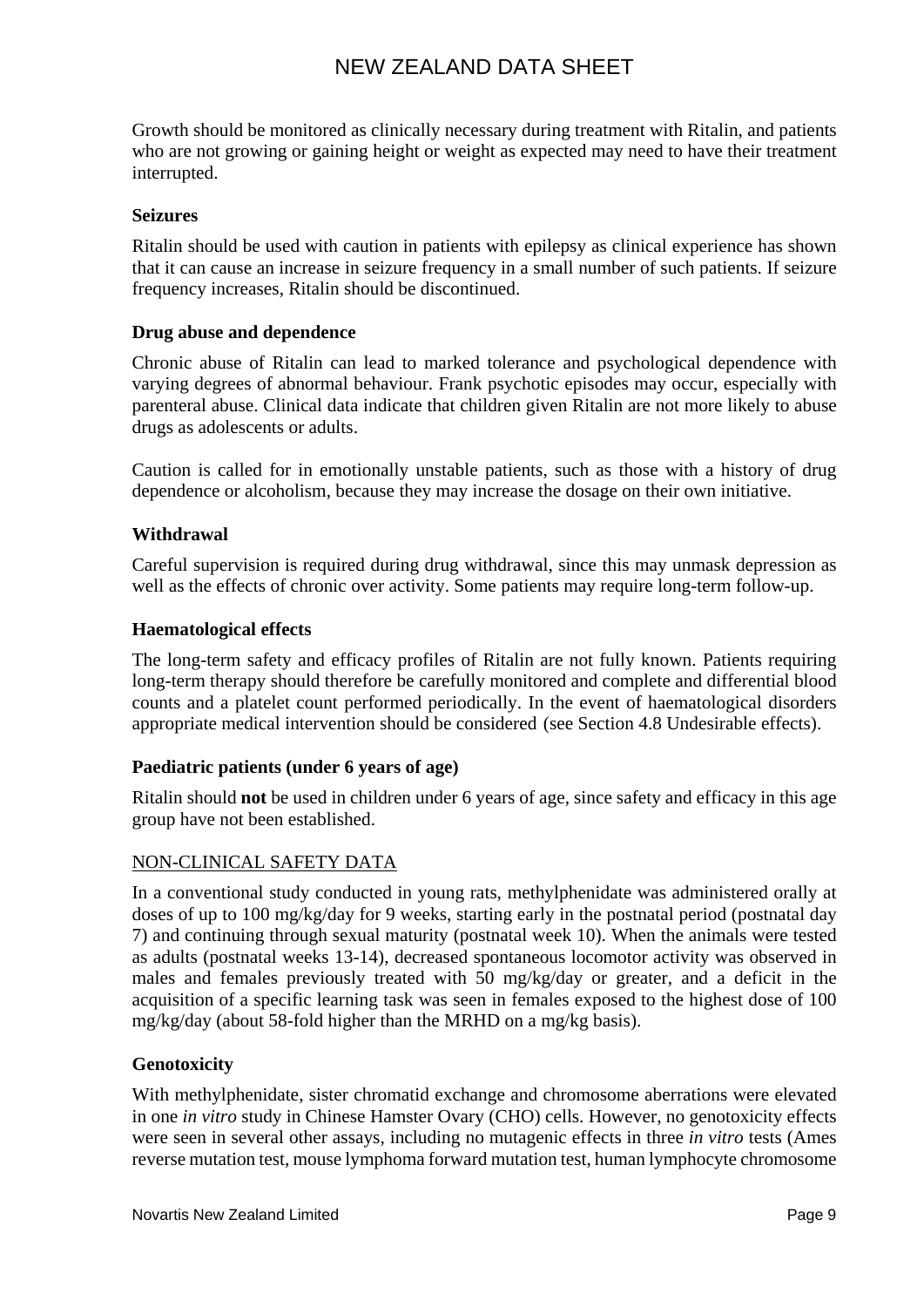Growth should be monitored as clinically necessary during treatment with Ritalin, and patients who are not growing or gaining height or weight as expected may need to have their treatment interrupted.

**Seizures**

Ritalin should be used with caution in patients with epilepsy as clinical experience has shown that it can cause an increase in seizure frequency in a small number of such patients. If seizure frequency increases, Ritalin should be discontinued.

**Drug abuse and dependence**

Chronic abuse of Ritalin can lead to marked tolerance and psychological dependence with varying degrees of abnormal behaviour. Frank psychotic episodes may occur, especially with parenteral abuse. Clinical data indicate that children given Ritalin are not more likely to abuse drugs as adolescents or adults.

Caution is called for in emotionally unstable patients, such as those with a history of drug dependence or alcoholism, because they may increase the dosage on their own initiative.

**Withdrawal**

Careful supervision is required during drug withdrawal, since this may unmask depression as well as the effects of chronic over activity. Some patients may require long-term follow-up.

**Haematological effects**

The long-term safety and efficacy profiles of Ritalin are not fully known. Patients requiring long-term therapy should therefore be carefully monitored and complete and differential blood counts and a platelet count performed periodically. In the event of haematological disorders appropriate medical intervention should be considered (see Section 4.8 Undesirable effects).

**Paediatric patients (under 6 years of age)**

Ritalin should **not** be used in children under 6 years of age, since safety and efficacy in this age group have not been established.

NON-CLINICAL SAFETY DATA

In a conventional study conducted in young rats, methylphenidate was administered orally at doses of up to 100 mg/kg/day for 9 weeks, starting early in the postnatal period (postnatal day 7) and continuing through sexual maturity (postnatal week 10). When the animals were tested as adults (postnatal weeks 13-14), decreased spontaneous locomotor activity was observed in males and females previously treated with 50 mg/kg/day or greater, and a deficit in the acquisition of a specific learning task was seen in females exposed to the highest dose of 100 mg/kg/day (about 58-fold higher than the MRHD on a mg/kg basis).

**Genotoxicity**

With methylphenidate, sister chromatid exchange and chromosome aberrations were elevated in one *in vitro* study in Chinese Hamster Ovary (CHO) cells. However, no genotoxicity effects were seen in several other assays, including no mutagenic effects in three *in vitro* tests (Ames reverse mutation test, mouse lymphoma forward mutation test, human lymphocyte chromosome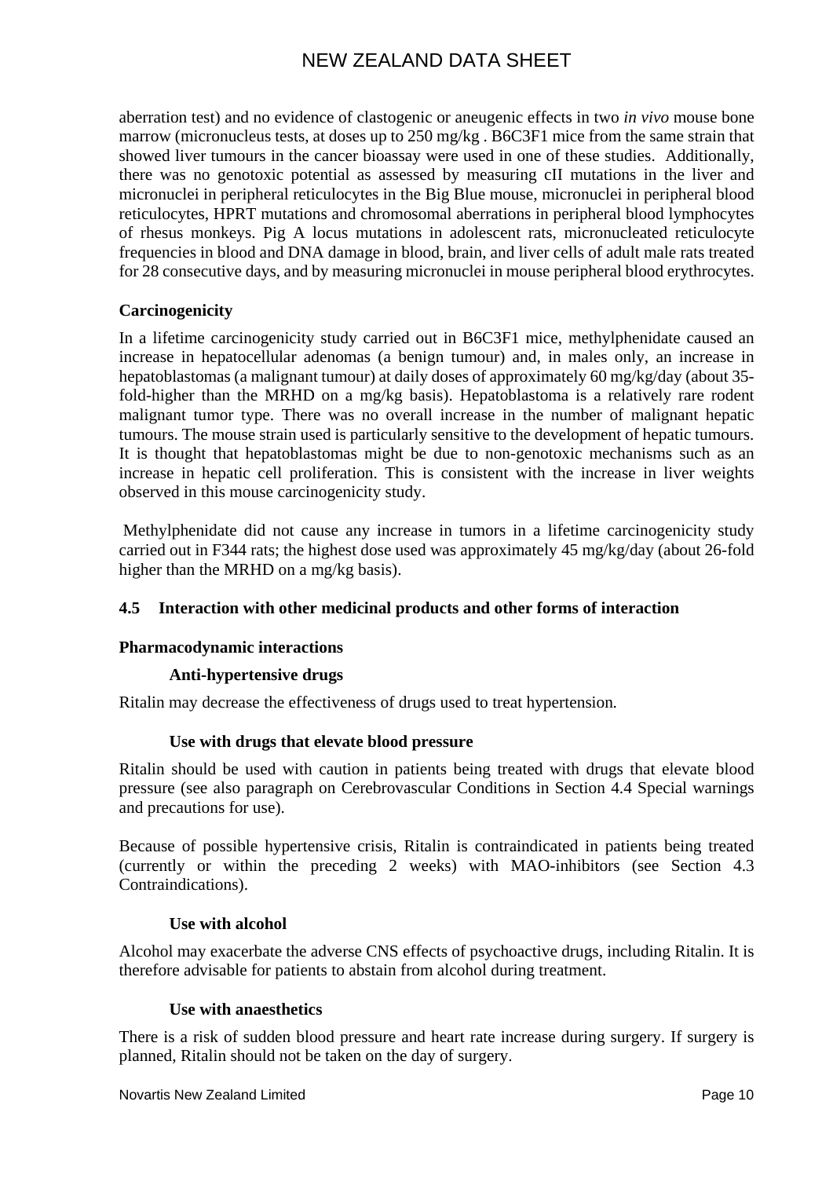aberration test) and no evidence of clastogenic or aneugenic effects in two *in vivo* mouse bone marrow (micronucleus tests, at doses up to 250 mg/kg . B6C3F1 mice from the same strain that showed liver tumours in the cancer bioassay were used in one of these studies. Additionally, there was no genotoxic potential as assessed by measuring cII mutations in the liver and micronuclei in peripheral reticulocytes in the Big Blue mouse, micronuclei in peripheral blood reticulocytes, HPRT mutations and chromosomal aberrations in peripheral blood lymphocytes of rhesus monkeys. Pig A locus mutations in adolescent rats, micronucleated reticulocyte frequencies in blood and DNA damage in blood, brain, and liver cells of adult male rats treated for 28 consecutive days, and by measuring micronuclei in mouse peripheral blood erythrocytes.

**Carcinogenicity**

In a lifetime carcinogenicity study carried out in B6C3F1 mice, methylphenidate caused an increase in hepatocellular adenomas (a benign tumour) and, in males only, an increase in hepatoblastomas (a malignant tumour) at daily doses of approximately 60 mg/kg/day (about 35-fold-higher than the MRHD on a mg/kg basis). Hepatoblastoma is a relatively rare rodent malignant tumor type. There was no overall increase in the number of malignant hepatic tumours. The mouse strain used is particularly sensitive to the development of hepatic tumours. It is thought that hepatoblastomas might be due to non-genotoxic mechanisms such as an increase in hepatic cell proliferation. This is consistent with the increase in liver weights observed in this mouse carcinogenicity study.

Methylphenidate did not cause any increase in tumors in a lifetime carcinogenicity study carried out in F344 rats; the highest dose used was approximately 45 mg/kg/day (about 26-fold higher than the MRHD on a mg/kg basis).

## 4.5 Interaction with other medicinal products and other forms of interaction

**Pharmacodynamic interactions**

**Anti-hypertensive drugs**

Ritalin may decrease the effectiveness of drugs used to treat hypertension.

**Use with drugs that elevate blood pressure**

Ritalin should be used with caution in patients being treated with drugs that elevate blood pressure (see also paragraph on Cerebrovascular Conditions in Section 4.4 Special warnings and precautions for use).

Because of possible hypertensive crisis, Ritalin is contraindicated in patients being treated (currently or within the preceding 2 weeks) with MAO-inhibitors (see Section 4.3 Contraindications).

**Use with alcohol**

Alcohol may exacerbate the adverse CNS effects of psychoactive drugs, including Ritalin. It is therefore advisable for patients to abstain from alcohol during treatment.

**Use with anaesthetics**

There is a risk of sudden blood pressure and heart rate increase during surgery. If surgery is planned, Ritalin should not be taken on the day of surgery.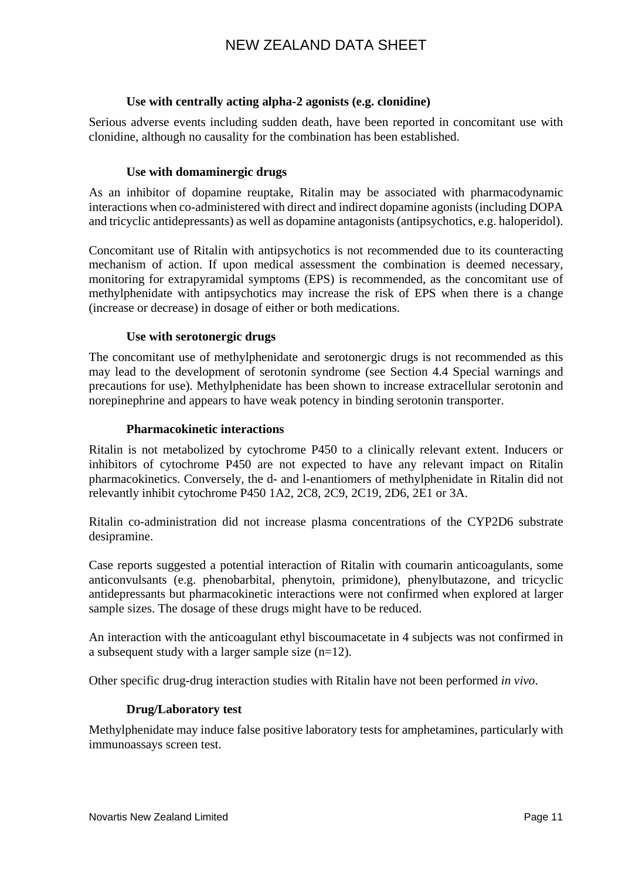#### Use with centrally acting alpha-2 agonists (e.g. clonidine)

Serious adverse events including sudden death, have been reported in concomitant use with clonidine, although no causality for the combination has been established.

#### Use with domaminergic drugs

As an inhibitor of dopamine reuptake, Ritalin may be associated with pharmacodynamic interactions when co-administered with direct and indirect dopamine agonists (including DOPA and tricyclic antidepressants) as well as dopamine antagonists (antipsychotics, e.g. haloperidol).

Concomitant use of Ritalin with antipsychotics is not recommended due to its counteracting mechanism of action. If upon medical assessment the combination is deemed necessary, monitoring for extrapyramidal symptoms (EPS) is recommended, as the concomitant use of methylphenidate with antipsychotics may increase the risk of EPS when there is a change (increase or decrease) in dosage of either or both medications.

#### Use with serotonergic drugs

The concomitant use of methylphenidate and serotonergic drugs is not recommended as this may lead to the development of serotonin syndrome (see Section 4.4 Special warnings and precautions for use). Methylphenidate has been shown to increase extracellular serotonin and norepinephrine and appears to have weak potency in binding serotonin transporter.

#### Pharmacokinetic interactions

Ritalin is not metabolized by cytochrome P450 to a clinically relevant extent. Inducers or inhibitors of cytochrome P450 are not expected to have any relevant impact on Ritalin pharmacokinetics. Conversely, the d- and l-enantiomers of methylphenidate in Ritalin did not relevantly inhibit cytochrome P450 1A2, 2C8, 2C9, 2C19, 2D6, 2E1 or 3A.

Ritalin co-administration did not increase plasma concentrations of the CYP2D6 substrate desipramine.

Case reports suggested a potential interaction of Ritalin with coumarin anticoagulants, some anticonvulsants (e.g. phenobarbital, phenytoin, primidone), phenylbutazone, and tricyclic antidepressants but pharmacokinetic interactions were not confirmed when explored at larger sample sizes. The dosage of these drugs might have to be reduced.

An interaction with the anticoagulant ethyl biscoumacetate in 4 subjects was not confirmed in a subsequent study with a larger sample size (n=12).

Other specific drug-drug interaction studies with Ritalin have not been performed *in vivo*.

#### Drug/Laboratory test

Methylphenidate may induce false positive laboratory tests for amphetamines, particularly with immunoassays screen test.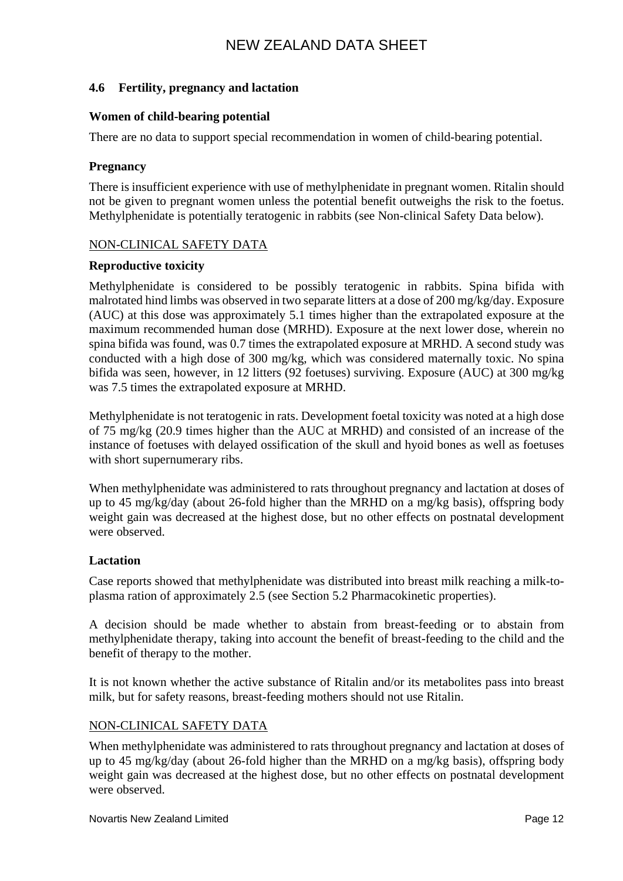## 4.6 Fertility, pregnancy and lactation

**Women of child-bearing potential**

There are no data to support special recommendation in women of child-bearing potential.

**Pregnancy**

There is insufficient experience with use of methylphenidate in pregnant women. Ritalin should not be given to pregnant women unless the potential benefit outweighs the risk to the foetus. Methylphenidate is potentially teratogenic in rabbits (see Non-clinical Safety Data below).

NON-CLINICAL SAFETY DATA

**Reproductive toxicity**

Methylphenidate is considered to be possibly teratogenic in rabbits. Spina bifida with malrotated hind limbs was observed in two separate litters at a dose of 200 mg/kg/day. Exposure (AUC) at this dose was approximately 5.1 times higher than the extrapolated exposure at the maximum recommended human dose (MRHD). Exposure at the next lower dose, wherein no spina bifida was found, was 0.7 times the extrapolated exposure at MRHD. A second study was conducted with a high dose of 300 mg/kg, which was considered maternally toxic. No spina bifida was seen, however, in 12 litters (92 foetuses) surviving. Exposure (AUC) at 300 mg/kg was 7.5 times the extrapolated exposure at MRHD.

Methylphenidate is not teratogenic in rats. Development foetal toxicity was noted at a high dose of 75 mg/kg (20.9 times higher than the AUC at MRHD) and consisted of an increase of the instance of foetuses with delayed ossification of the skull and hyoid bones as well as foetuses with short supernumerary ribs.

When methylphenidate was administered to rats throughout pregnancy and lactation at doses of up to 45 mg/kg/day (about 26-fold higher than the MRHD on a mg/kg basis), offspring body weight gain was decreased at the highest dose, but no other effects on postnatal development were observed.

**Lactation**

Case reports showed that methylphenidate was distributed into breast milk reaching a milk-to-plasma ration of approximately 2.5 (see Section 5.2 Pharmacokinetic properties).

A decision should be made whether to abstain from breast-feeding or to abstain from methylphenidate therapy, taking into account the benefit of breast-feeding to the child and the benefit of therapy to the mother.

It is not known whether the active substance of Ritalin and/or its metabolites pass into breast milk, but for safety reasons, breast-feeding mothers should not use Ritalin.

NON-CLINICAL SAFETY DATA

When methylphenidate was administered to rats throughout pregnancy and lactation at doses of up to 45 mg/kg/day (about 26-fold higher than the MRHD on a mg/kg basis), offspring body weight gain was decreased at the highest dose, but no other effects on postnatal development were observed.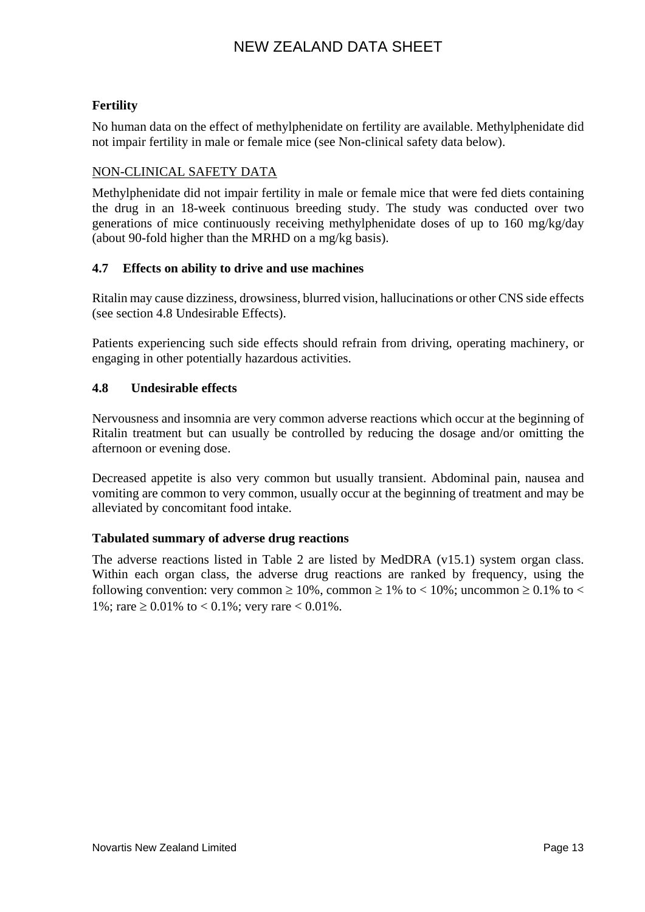**Fertility**

No human data on the effect of methylphenidate on fertility are available. Methylphenidate did not impair fertility in male or female mice (see Non-clinical safety data below).

NON-CLINICAL SAFETY DATA

Methylphenidate did not impair fertility in male or female mice that were fed diets containing the drug in an 18-week continuous breeding study. The study was conducted over two generations of mice continuously receiving methylphenidate doses of up to 160 mg/kg/day (about 90-fold higher than the MRHD on a mg/kg basis).

### 4.7 Effects on ability to drive and use machines

Ritalin may cause dizziness, drowsiness, blurred vision, hallucinations or other CNS side effects (see section 4.8 Undesirable Effects).

Patients experiencing such side effects should refrain from driving, operating machinery, or engaging in other potentially hazardous activities.

### 4.8 Undesirable effects

Nervousness and insomnia are very common adverse reactions which occur at the beginning of Ritalin treatment but can usually be controlled by reducing the dosage and/or omitting the afternoon or evening dose.

Decreased appetite is also very common but usually transient. Abdominal pain, nausea and vomiting are common to very common, usually occur at the beginning of treatment and may be alleviated by concomitant food intake.

**Tabulated summary of adverse drug reactions**

The adverse reactions listed in Table 2 are listed by MedDRA (v15.1) system organ class. Within each organ class, the adverse drug reactions are ranked by frequency, using the following convention: very common $\geq$ 10%, common $\geq$ 1% to < 10%; uncommon $\geq$ 0.1% to < 1%; rare $\geq$ 0.01% to < 0.1%; very rare < 0.01%.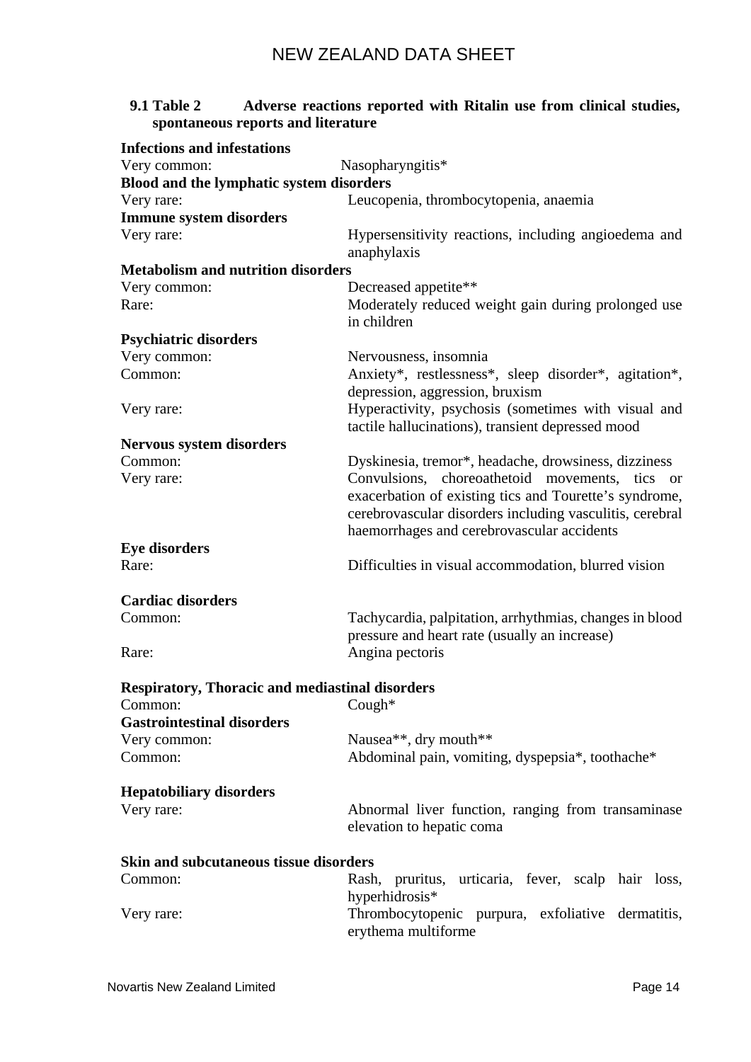**9.1 Table 2 Adverse reactions reported with Ritalin use from clinical studies, spontaneous reports and literature**

| | |
|---|---|
| **Infections and infestations** | |
| Very common: | Nasopharyngitis* |
| **Blood and the lymphatic system disorders** | |
| Very rare: | Leucopenia, thrombocytopenia, anaemia |
| **Immune system disorders** | |
| Very rare: | Hypersensitivity reactions, including angioedema and anaphylaxis |
| **Metabolism and nutrition disorders** | |
| Very common: | Decreased appetite** |
| Rare: | Moderately reduced weight gain during prolonged use in children |
| **Psychiatric disorders** | |
| Very common: | Nervousness, insomnia |
| Common: | Anxiety*, restlessness*, sleep disorder*, agitation*, depression, aggression, bruxism |
| Very rare: | Hyperactivity, psychosis (sometimes with visual and tactile hallucinations), transient depressed mood |
| **Nervous system disorders** | |
| Common: | Dyskinesia, tremor*, headache, drowsiness, dizziness |
| Very rare: | Convulsions, choreoathetoid movements, tics or exacerbation of existing tics and Tourette's syndrome, cerebrovascular disorders including vasculitis, cerebral haemorrhages and cerebrovascular accidents |
| **Eye disorders** | |
| Rare: | Difficulties in visual accommodation, blurred vision |
| **Cardiac disorders** | |
| Common: | Tachycardia, palpitation, arrhythmias, changes in blood pressure and heart rate (usually an increase) |
| Rare: | Angina pectoris |
| **Respiratory, Thoracic and mediastinal disorders** | |
| Common: | Cough* |
| **Gastrointestinal disorders** | |
| Very common: | Nausea**, dry mouth** |
| Common: | Abdominal pain, vomiting, dyspepsia*, toothache* |
| **Hepatobiliary disorders** | |
| Very rare: | Abnormal liver function, ranging from transaminase elevation to hepatic coma |
| **Skin and subcutaneous tissue disorders** | |
| Common: | Rash, pruritus, urticaria, fever, scalp hair loss, hyperhidrosis* |
| Very rare: | Thrombocytopenic purpura, exfoliative dermatitis, erythema multiforme |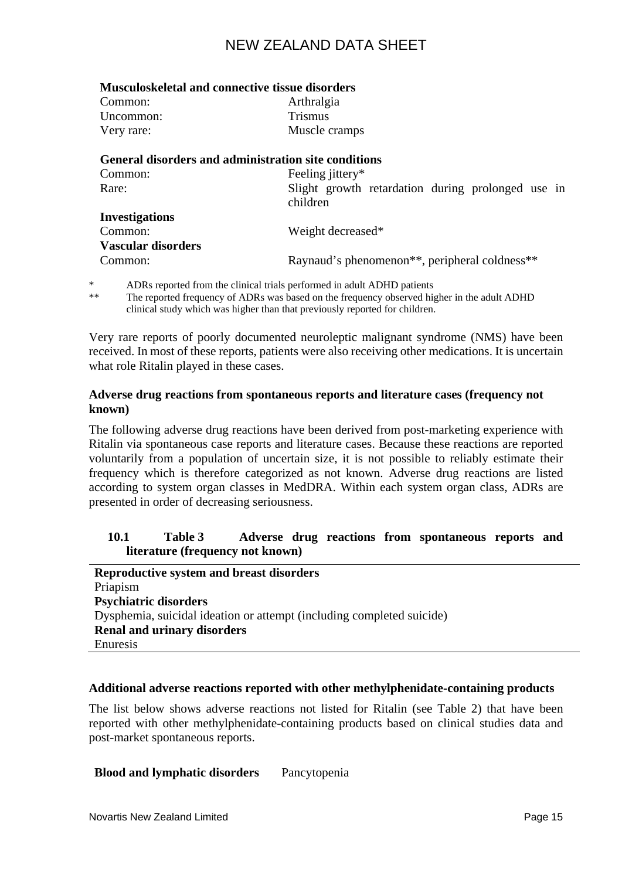**Musculoskeletal and connective tissue disorders**

| | |
|---|---|
| Common: | Arthralgia |
| Uncommon: | Trismus |
| Very rare: | Muscle cramps |

**General disorders and administration site conditions**

| | |
|---|---|
| Common: | Feeling jittery* |
| Rare: | Slight growth retardation during prolonged use in children |

**Investigations**

| | |
|---|---|
| Common: | Weight decreased* |

**Vascular disorders**

| | |
|---|---|
| Common: | Raynaud's phenomenon**, peripheral coldness** |

\* ADRs reported from the clinical trials performed in adult ADHD patients

** The reported frequency of ADRs was based on the frequency observed higher in the adult ADHD clinical study which was higher than that previously reported for children.

Very rare reports of poorly documented neuroleptic malignant syndrome (NMS) have been received. In most of these reports, patients were also receiving other medications. It is uncertain what role Ritalin played in these cases.

**Adverse drug reactions from spontaneous reports and literature cases (frequency not known)**

The following adverse drug reactions have been derived from post-marketing experience with Ritalin via spontaneous case reports and literature cases. Because these reactions are reported voluntarily from a population of uncertain size, it is not possible to reliably estimate their frequency which is therefore categorized as not known. Adverse drug reactions are listed according to system organ classes in MedDRA. Within each system organ class, ADRs are presented in order of decreasing seriousness.

**10.1 Table 3 Adverse drug reactions from spontaneous reports and literature (frequency not known)**

| |
|---|
| **Reproductive system and breast disorders** |
| Priapism |
| **Psychiatric disorders** |
| Dysphemia, suicidal ideation or attempt (including completed suicide) |
| **Renal and urinary disorders** |
| Enuresis |

**Additional adverse reactions reported with other methylphenidate-containing products**

The list below shows adverse reactions not listed for Ritalin (see Table 2) that have been reported with other methylphenidate-containing products based on clinical studies data and post-market spontaneous reports.

**Blood and lymphatic disorders** Pancytopenia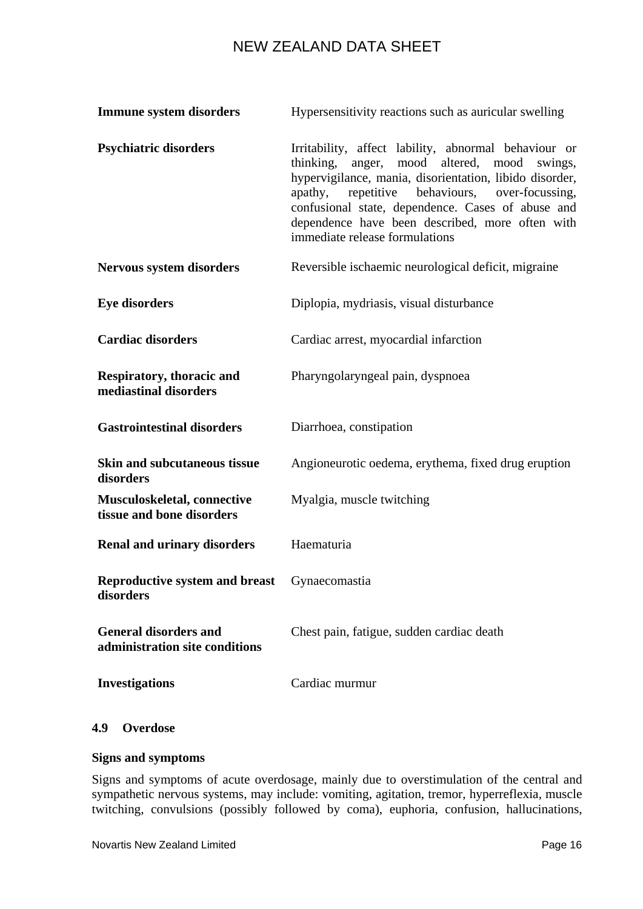| | |
|---|---|
| **Immune system disorders** | Hypersensitivity reactions such as auricular swelling |
| **Psychiatric disorders** | Irritability, affect lability, abnormal behaviour or thinking, anger, mood altered, mood swings, hypervigilance, mania, disorientation, libido disorder, apathy, repetitive behaviours, over-focussing, confusional state, dependence. Cases of abuse and dependence have been described, more often with immediate release formulations |
| **Nervous system disorders** | Reversible ischaemic neurological deficit, migraine |
| **Eye disorders** | Diplopia, mydriasis, visual disturbance |
| **Cardiac disorders** | Cardiac arrest, myocardial infarction |
| **Respiratory, thoracic and mediastinal disorders** | Pharyngolaryngeal pain, dyspnoea |
| **Gastrointestinal disorders** | Diarrhoea, constipation |
| **Skin and subcutaneous tissue disorders** | Angioneurotic oedema, erythema, fixed drug eruption |
| **Musculoskeletal, connective tissue and bone disorders** | Myalgia, muscle twitching |
| **Renal and urinary disorders** | Haematuria |
| **Reproductive system and breast disorders** | Gynaecomastia |
| **General disorders and administration site conditions** | Chest pain, fatigue, sudden cardiac death |
| **Investigations** | Cardiac murmur |

## 4.9 Overdose

**Signs and symptoms**

Signs and symptoms of acute overdosage, mainly due to overstimulation of the central and sympathetic nervous systems, may include: vomiting, agitation, tremor, hyperreflexia, muscle twitching, convulsions (possibly followed by coma), euphoria, confusion, hallucinations,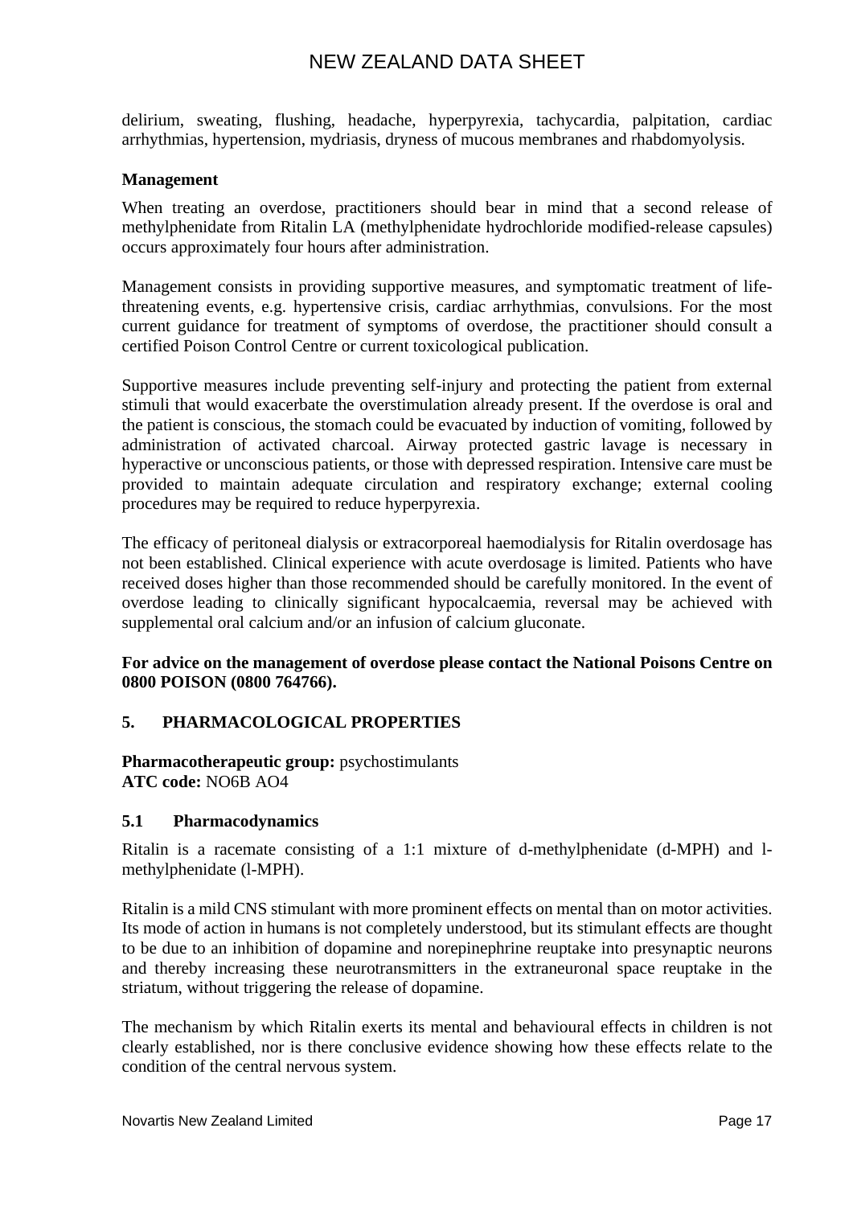delirium, sweating, flushing, headache, hyperpyrexia, tachycardia, palpitation, cardiac arrhythmias, hypertension, mydriasis, dryness of mucous membranes and rhabdomyolysis.

**Management**

When treating an overdose, practitioners should bear in mind that a second release of methylphenidate from Ritalin LA (methylphenidate hydrochloride modified-release capsules) occurs approximately four hours after administration.

Management consists in providing supportive measures, and symptomatic treatment of life-threatening events, e.g. hypertensive crisis, cardiac arrhythmias, convulsions. For the most current guidance for treatment of symptoms of overdose, the practitioner should consult a certified Poison Control Centre or current toxicological publication.

Supportive measures include preventing self-injury and protecting the patient from external stimuli that would exacerbate the overstimulation already present. If the overdose is oral and the patient is conscious, the stomach could be evacuated by induction of vomiting, followed by administration of activated charcoal. Airway protected gastric lavage is necessary in hyperactive or unconscious patients, or those with depressed respiration. Intensive care must be provided to maintain adequate circulation and respiratory exchange; external cooling procedures may be required to reduce hyperpyrexia.

The efficacy of peritoneal dialysis or extracorporeal haemodialysis for Ritalin overdosage has not been established. Clinical experience with acute overdosage is limited. Patients who have received doses higher than those recommended should be carefully monitored. In the event of overdose leading to clinically significant hypocalcaemia, reversal may be achieved with supplemental oral calcium and/or an infusion of calcium gluconate.

**For advice on the management of overdose please contact the National Poisons Centre on 0800 POISON (0800 764766).**

## 5. PHARMACOLOGICAL PROPERTIES

**Pharmacotherapeutic group:** psychostimulants
**ATC code:** NO6B AO4

### 5.1 Pharmacodynamics

Ritalin is a racemate consisting of a 1:1 mixture of d-methylphenidate (d-MPH) and l-methylphenidate (l-MPH).

Ritalin is a mild CNS stimulant with more prominent effects on mental than on motor activities. Its mode of action in humans is not completely understood, but its stimulant effects are thought to be due to an inhibition of dopamine and norepinephrine reuptake into presynaptic neurons and thereby increasing these neurotransmitters in the extraneuronal space reuptake in the striatum, without triggering the release of dopamine.

The mechanism by which Ritalin exerts its mental and behavioural effects in children is not clearly established, nor is there conclusive evidence showing how these effects relate to the condition of the central nervous system.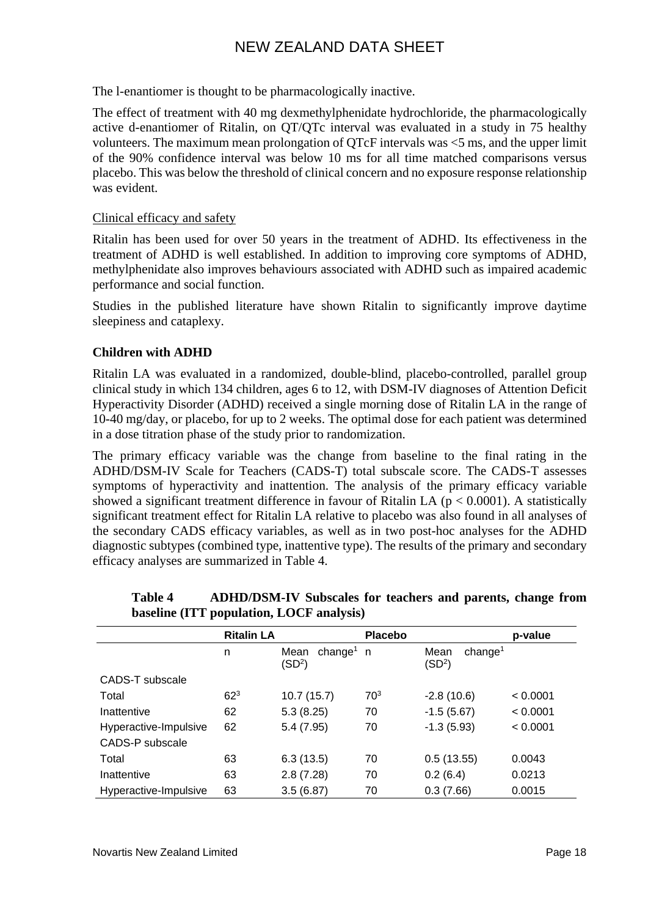The l-enantiomer is thought to be pharmacologically inactive.

The effect of treatment with 40 mg dexmethylphenidate hydrochloride, the pharmacologically active d-enantiomer of Ritalin, on QT/QTc interval was evaluated in a study in 75 healthy volunteers. The maximum mean prolongation of QTcF intervals was <5 ms, and the upper limit of the 90% confidence interval was below 10 ms for all time matched comparisons versus placebo. This was below the threshold of clinical concern and no exposure response relationship was evident.

Clinical efficacy and safety

Ritalin has been used for over 50 years in the treatment of ADHD. Its effectiveness in the treatment of ADHD is well established. In addition to improving core symptoms of ADHD, methylphenidate also improves behaviours associated with ADHD such as impaired academic performance and social function.

Studies in the published literature have shown Ritalin to significantly improve daytime sleepiness and cataplexy.

**Children with ADHD**

Ritalin LA was evaluated in a randomized, double-blind, placebo-controlled, parallel group clinical study in which 134 children, ages 6 to 12, with DSM-IV diagnoses of Attention Deficit Hyperactivity Disorder (ADHD) received a single morning dose of Ritalin LA in the range of 10-40 mg/day, or placebo, for up to 2 weeks. The optimal dose for each patient was determined in a dose titration phase of the study prior to randomization.

The primary efficacy variable was the change from baseline to the final rating in the ADHD/DSM-IV Scale for Teachers (CADS-T) total subscale score. The CADS-T assesses symptoms of hyperactivity and inattention. The analysis of the primary efficacy variable showed a significant treatment difference in favour of Ritalin LA ($p < 0.0001$). A statistically significant treatment effect for Ritalin LA relative to placebo was also found in all analyses of the secondary CADS efficacy variables, as well as in two post-hoc analyses for the ADHD diagnostic subtypes (combined type, inattentive type). The results of the primary and secondary efficacy analyses are summarized in Table 4.

**Table 4 ADHD/DSM-IV Subscales for teachers and parents, change from baseline (ITT population, LOCF analysis)**

| | **Ritalin LA** | | **Placebo** | | **p-value** |
|---|---|---|---|---|---|
| | n | Mean change[1] (SD[2]) | n | Mean change[1] (SD[2]) | |
| CADS-T subscale | | | | | |
| Total | 62[3] | 10.7 (15.7) | 70[3] | -2.8 (10.6) | < 0.0001 |
| Inattentive | 62 | 5.3 (8.25) | 70 | -1.5 (5.67) | < 0.0001 |
| Hyperactive-Impulsive | 62 | 5.4 (7.95) | 70 | -1.3 (5.93) | < 0.0001 |
| CADS-P subscale | | | | | |
| Total | 63 | 6.3 (13.5) | 70 | 0.5 (13.55) | 0.0043 |
| Inattentive | 63 | 2.8 (7.28) | 70 | 0.2 (6.4) | 0.0213 |
| Hyperactive-Impulsive | 63 | 3.5 (6.87) | 70 | 0.3 (7.66) | 0.0015 |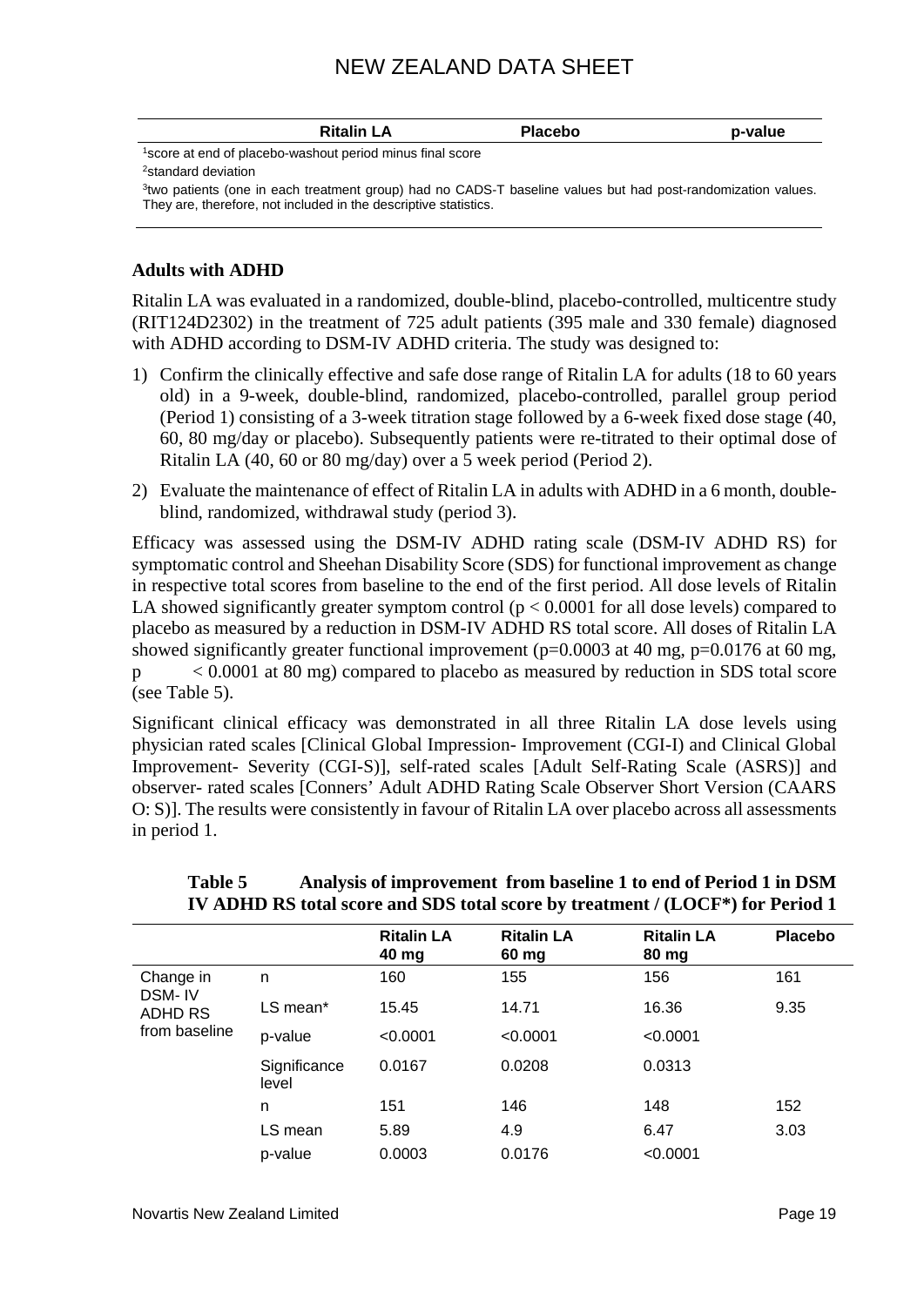| | Ritalin LA | Placebo | p-value |
|---|---|---|---|

[1]score at end of placebo-washout period minus final score

[2]standard deviation

[3]two patients (one in each treatment group) had no CADS-T baseline values but had post-randomization values. They are, therefore, not included in the descriptive statistics.

**Adults with ADHD**

Ritalin LA was evaluated in a randomized, double-blind, placebo-controlled, multicentre study (RIT124D2302) in the treatment of 725 adult patients (395 male and 330 female) diagnosed with ADHD according to DSM-IV ADHD criteria. The study was designed to:

1) Confirm the clinically effective and safe dose range of Ritalin LA for adults (18 to 60 years old) in a 9-week, double-blind, randomized, placebo-controlled, parallel group period (Period 1) consisting of a 3-week titration stage followed by a 6-week fixed dose stage (40, 60, 80 mg/day or placebo). Subsequently patients were re-titrated to their optimal dose of Ritalin LA (40, 60 or 80 mg/day) over a 5 week period (Period 2).
2) Evaluate the maintenance of effect of Ritalin LA in adults with ADHD in a 6 month, double-blind, randomized, withdrawal study (period 3).

Efficacy was assessed using the DSM-IV ADHD rating scale (DSM-IV ADHD RS) for symptomatic control and Sheehan Disability Score (SDS) for functional improvement as change in respective total scores from baseline to the end of the first period. All dose levels of Ritalin LA showed significantly greater symptom control ($p < 0.0001$ for all dose levels) compared to placebo as measured by a reduction in DSM-IV ADHD RS total score. All doses of Ritalin LA showed significantly greater functional improvement ($p=0.0003$ at 40 mg, $p=0.0176$ at 60 mg, $p < 0.0001$ at 80 mg) compared to placebo as measured by reduction in SDS total score (see Table 5).

Significant clinical efficacy was demonstrated in all three Ritalin LA dose levels using physician rated scales [Clinical Global Impression- Improvement (CGI-I) and Clinical Global Improvement- Severity (CGI-S)], self-rated scales [Adult Self-Rating Scale (ASRS)] and observer- rated scales [Conners' Adult ADHD Rating Scale Observer Short Version (CAARS O: S)]. The results were consistently in favour of Ritalin LA over placebo across all assessments in period 1.

**Table 5 Analysis of improvement from baseline 1 to end of Period 1 in DSM IV ADHD RS total score and SDS total score by treatment / (LOCF*) for Period 1**

| | | Ritalin LA 40 mg | Ritalin LA 60 mg | Ritalin LA 80 mg | Placebo |
|---|---|---|---|---|---|
| Change in DSM- IV ADHD RS from baseline | n | 160 | 155 | 156 | 161 |
| | LS mean* | 15.45 | 14.71 | 16.36 | 9.35 |
| | p-value | <0.0001 | <0.0001 | <0.0001 | |
| | Significance level | 0.0167 | 0.0208 | 0.0313 | |
| | n | 151 | 146 | 148 | 152 |
| | LS mean | 5.89 | 4.9 | 6.47 | 3.03 |
| | p-value | 0.0003 | 0.0176 | <0.0001 | |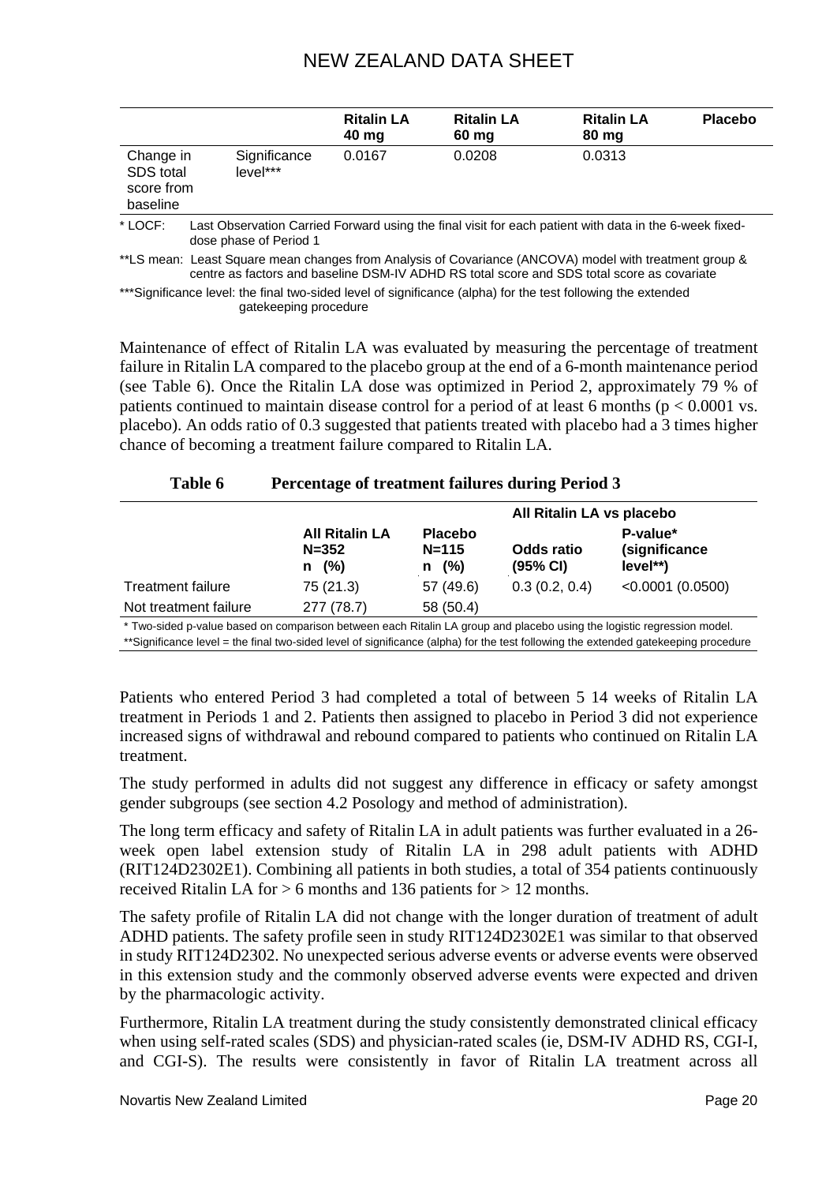| | | Ritalin LA 40 mg | Ritalin LA 60 mg | Ritalin LA 80 mg | Placebo |
|---|---|---|---|---|---|
| Change in SDS total score from baseline | Significance level*** | 0.0167 | 0.0208 | 0.0313 | |

\* LOCF: Last Observation Carried Forward using the final visit for each patient with data in the 6-week fixed-dose phase of Period 1

**LS mean: Least Square mean changes from Analysis of Covariance (ANCOVA) model with treatment group & centre as factors and baseline DSM-IV ADHD RS total score and SDS total score as covariate

***Significance level: the final two-sided level of significance (alpha) for the test following the extended gatekeeping procedure

Maintenance of effect of Ritalin LA was evaluated by measuring the percentage of treatment failure in Ritalin LA compared to the placebo group at the end of a 6-month maintenance period (see Table 6). Once the Ritalin LA dose was optimized in Period 2, approximately 79 % of patients continued to maintain disease control for a period of at least 6 months ($p < 0.0001$ vs. placebo). An odds ratio of 0.3 suggested that patients treated with placebo had a 3 times higher chance of becoming a treatment failure compared to Ritalin LA.

**Table 6 Percentage of treatment failures during Period 3**

| | | | All Ritalin LA vs placebo | |
|---|---|---|---|---|
| | All Ritalin LA N=352 n (%) | Placebo N=115 n (%) | Odds ratio (95% CI) | P-value* (significance level**) |
| Treatment failure | 75 (21.3) | 57 (49.6) | 0.3 (0.2, 0.4) | <0.0001 (0.0500) |
| Not treatment failure | 277 (78.7) | 58 (50.4) | | |

\* Two-sided p-value based on comparison between each Ritalin LA group and placebo using the logistic regression model.

**Significance level = the final two-sided level of significance (alpha) for the test following the extended gatekeeping procedure

Patients who entered Period 3 had completed a total of between 5 14 weeks of Ritalin LA treatment in Periods 1 and 2. Patients then assigned to placebo in Period 3 did not experience increased signs of withdrawal and rebound compared to patients who continued on Ritalin LA treatment.

The study performed in adults did not suggest any difference in efficacy or safety amongst gender subgroups (see section 4.2 Posology and method of administration).

The long term efficacy and safety of Ritalin LA in adult patients was further evaluated in a 26-week open label extension study of Ritalin LA in 298 adult patients with ADHD (RIT124D2302E1). Combining all patients in both studies, a total of 354 patients continuously received Ritalin LA for > 6 months and 136 patients for > 12 months.

The safety profile of Ritalin LA did not change with the longer duration of treatment of adult ADHD patients. The safety profile seen in study RIT124D2302E1 was similar to that observed in study RIT124D2302. No unexpected serious adverse events or adverse events were observed in this extension study and the commonly observed adverse events were expected and driven by the pharmacologic activity.

Furthermore, Ritalin LA treatment during the study consistently demonstrated clinical efficacy when using self-rated scales (SDS) and physician-rated scales (ie, DSM-IV ADHD RS, CGI-I, and CGI-S). The results were consistently in favor of Ritalin LA treatment across all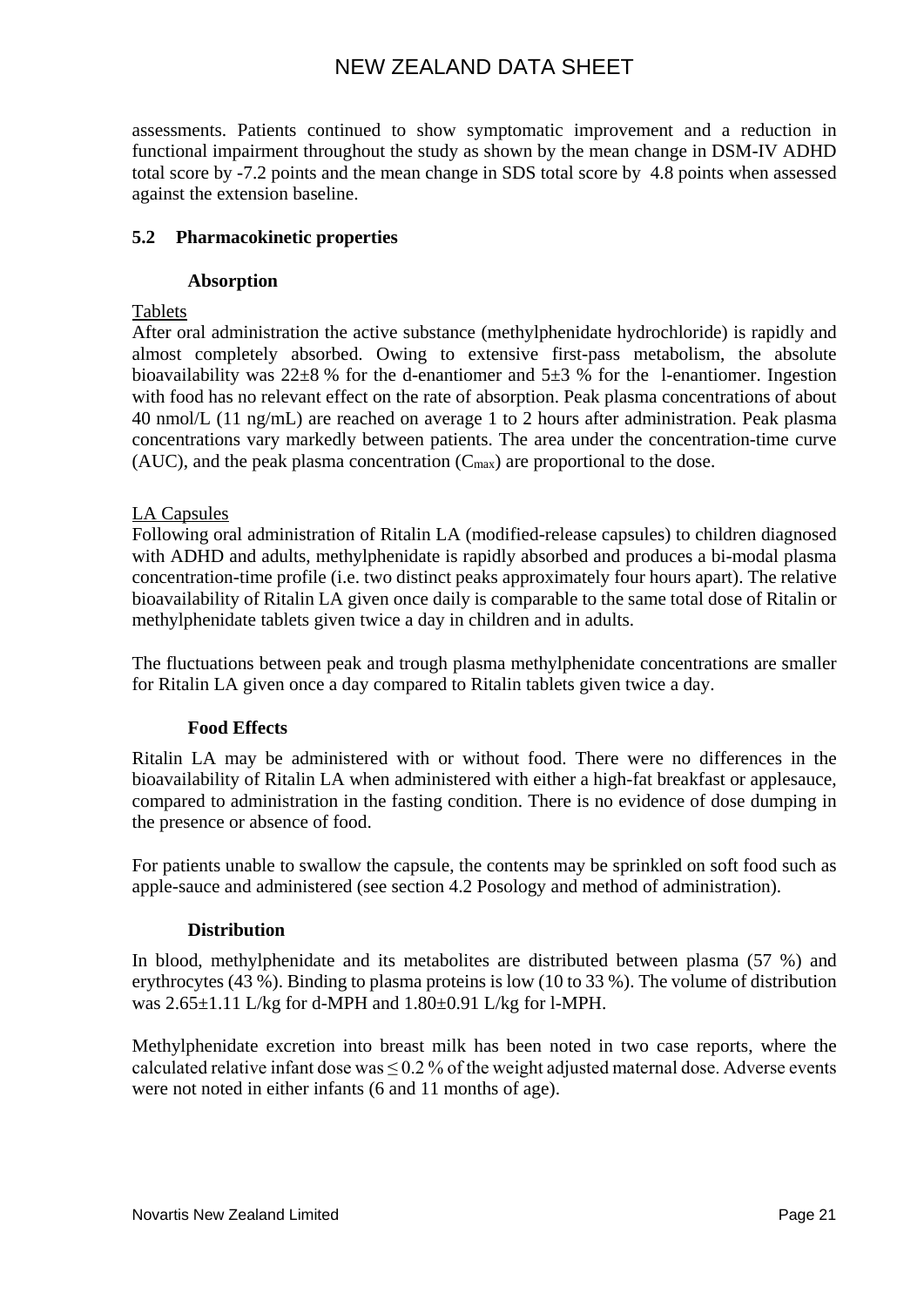assessments. Patients continued to show symptomatic improvement and a reduction in functional impairment throughout the study as shown by the mean change in DSM-IV ADHD total score by -7.2 points and the mean change in SDS total score by 4.8 points when assessed against the extension baseline.

## 5.2 Pharmacokinetic properties

### Absorption

Tablets

After oral administration the active substance (methylphenidate hydrochloride) is rapidly and almost completely absorbed. Owing to extensive first-pass metabolism, the absolute bioavailability was 22±8 % for the d-enantiomer and 5±3 % for the l-enantiomer. Ingestion with food has no relevant effect on the rate of absorption. Peak plasma concentrations of about 40 nmol/L (11 ng/mL) are reached on average 1 to 2 hours after administration. Peak plasma concentrations vary markedly between patients. The area under the concentration-time curve (AUC), and the peak plasma concentration ($C_{max}$) are proportional to the dose.

LA Capsules

Following oral administration of Ritalin LA (modified-release capsules) to children diagnosed with ADHD and adults, methylphenidate is rapidly absorbed and produces a bi-modal plasma concentration-time profile (i.e. two distinct peaks approximately four hours apart). The relative bioavailability of Ritalin LA given once daily is comparable to the same total dose of Ritalin or methylphenidate tablets given twice a day in children and in adults.

The fluctuations between peak and trough plasma methylphenidate concentrations are smaller for Ritalin LA given once a day compared to Ritalin tablets given twice a day.

### Food Effects

Ritalin LA may be administered with or without food. There were no differences in the bioavailability of Ritalin LA when administered with either a high-fat breakfast or applesauce, compared to administration in the fasting condition. There is no evidence of dose dumping in the presence or absence of food.

For patients unable to swallow the capsule, the contents may be sprinkled on soft food such as apple-sauce and administered (see section 4.2 Posology and method of administration).

### Distribution

In blood, methylphenidate and its metabolites are distributed between plasma (57 %) and erythrocytes (43 %). Binding to plasma proteins is low (10 to 33 %). The volume of distribution was 2.65±1.11 L/kg for d-MPH and 1.80±0.91 L/kg for l-MPH.

Methylphenidate excretion into breast milk has been noted in two case reports, where the calculated relative infant dose was ≤ 0.2 % of the weight adjusted maternal dose. Adverse events were not noted in either infants (6 and 11 months of age).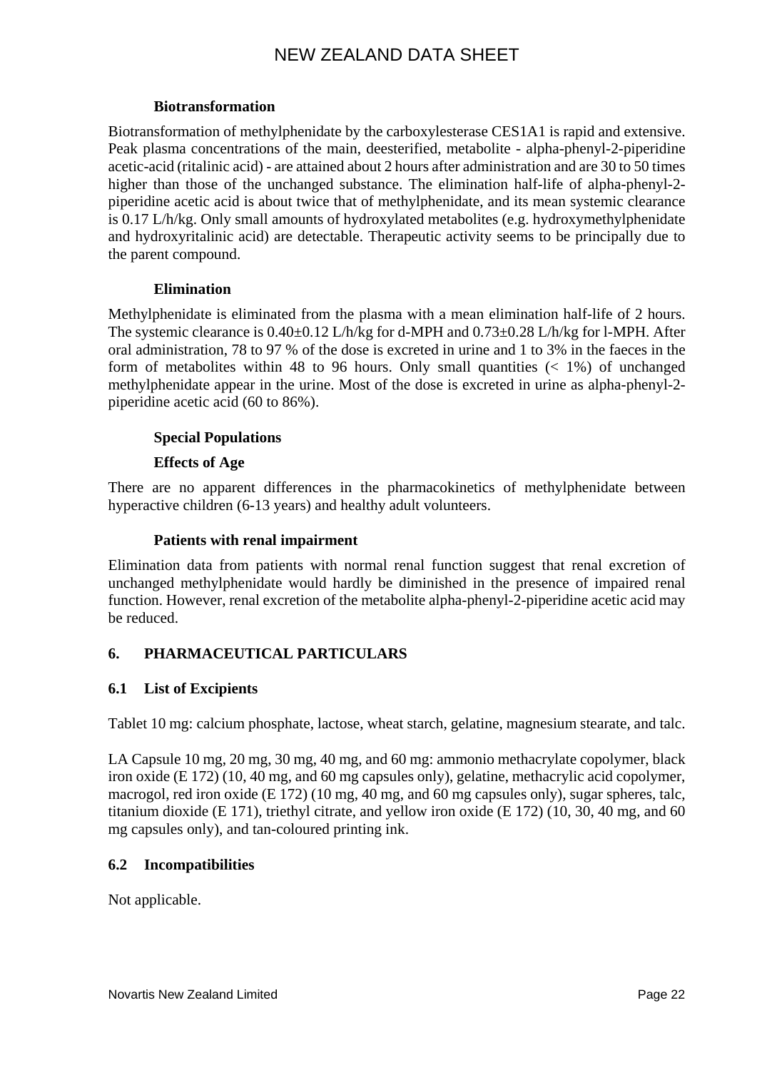#### Biotransformation

Biotransformation of methylphenidate by the carboxylesterase CES1A1 is rapid and extensive. Peak plasma concentrations of the main, deesterified, metabolite - alpha-phenyl-2-piperidine acetic-acid (ritalinic acid) - are attained about 2 hours after administration and are 30 to 50 times higher than those of the unchanged substance. The elimination half-life of alpha-phenyl-2-piperidine acetic acid is about twice that of methylphenidate, and its mean systemic clearance is 0.17 L/h/kg. Only small amounts of hydroxylated metabolites (e.g. hydroxymethylphenidate and hydroxyritalinic acid) are detectable. Therapeutic activity seems to be principally due to the parent compound.

#### Elimination

Methylphenidate is eliminated from the plasma with a mean elimination half-life of 2 hours. The systemic clearance is 0.40±0.12 L/h/kg for d-MPH and 0.73±0.28 L/h/kg for l-MPH. After oral administration, 78 to 97 % of the dose is excreted in urine and 1 to 3% in the faeces in the form of metabolites within 48 to 96 hours. Only small quantities (< 1%) of unchanged methylphenidate appear in the urine. Most of the dose is excreted in urine as alpha-phenyl-2-piperidine acetic acid (60 to 86%).

#### Special Populations

#### Effects of Age

There are no apparent differences in the pharmacokinetics of methylphenidate between hyperactive children (6-13 years) and healthy adult volunteers.

#### Patients with renal impairment

Elimination data from patients with normal renal function suggest that renal excretion of unchanged methylphenidate would hardly be diminished in the presence of impaired renal function. However, renal excretion of the metabolite alpha-phenyl-2-piperidine acetic acid may be reduced.

## 6. PHARMACEUTICAL PARTICULARS

### 6.1 List of Excipients

Tablet 10 mg: calcium phosphate, lactose, wheat starch, gelatine, magnesium stearate, and talc.

LA Capsule 10 mg, 20 mg, 30 mg, 40 mg, and 60 mg: ammonio methacrylate copolymer, black iron oxide (E 172) (10, 40 mg, and 60 mg capsules only), gelatine, methacrylic acid copolymer, macrogol, red iron oxide (E 172) (10 mg, 40 mg, and 60 mg capsules only), sugar spheres, talc, titanium dioxide (E 171), triethyl citrate, and yellow iron oxide (E 172) (10, 30, 40 mg, and 60 mg capsules only), and tan-coloured printing ink.

### 6.2 Incompatibilities

Not applicable.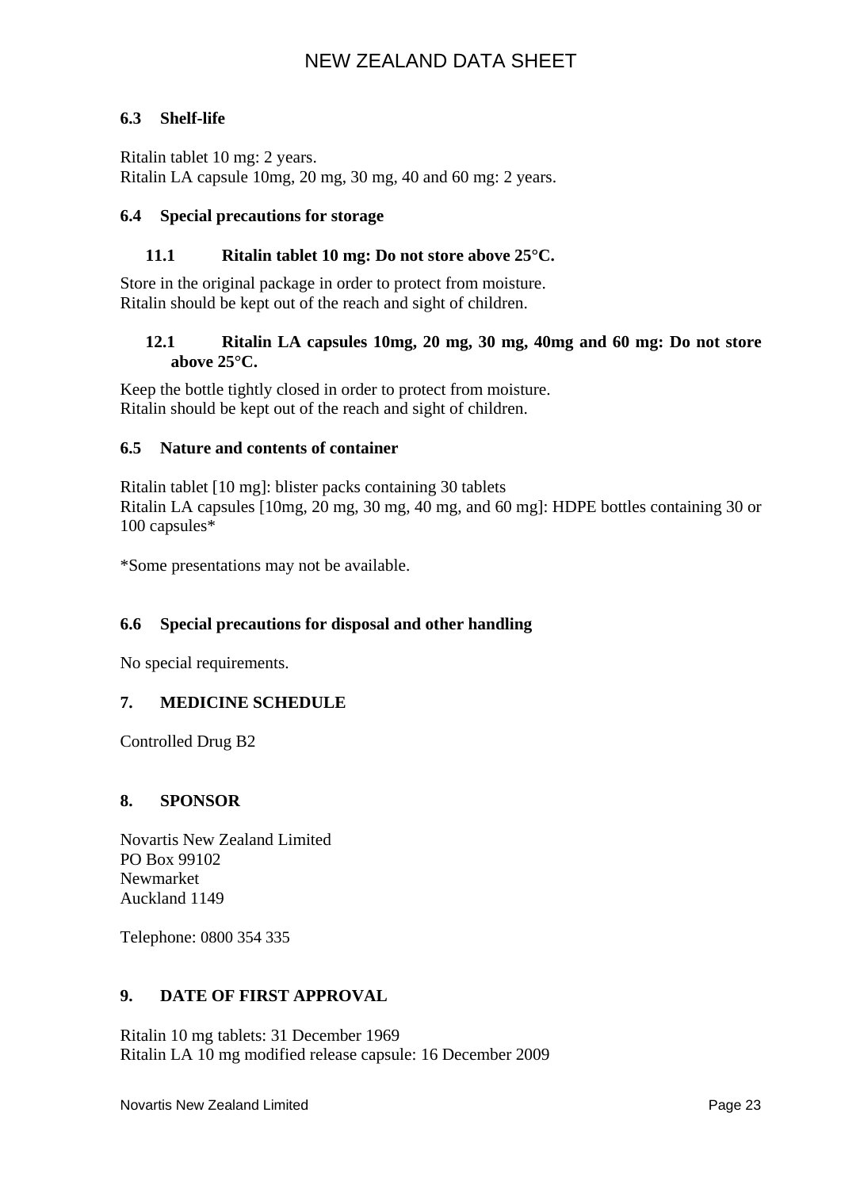### 6.3 Shelf-life

Ritalin tablet 10 mg: 2 years.
Ritalin LA capsule 10mg, 20 mg, 30 mg, 40 and 60 mg: 2 years.

### 6.4 Special precautions for storage

#### 11.1 Ritalin tablet 10 mg: Do not store above 25°C.

Store in the original package in order to protect from moisture.
Ritalin should be kept out of the reach and sight of children.

#### 12.1 Ritalin LA capsules 10mg, 20 mg, 30 mg, 40mg and 60 mg: Do not store above 25°C.

Keep the bottle tightly closed in order to protect from moisture.
Ritalin should be kept out of the reach and sight of children.

### 6.5 Nature and contents of container

Ritalin tablet [10 mg]: blister packs containing 30 tablets
Ritalin LA capsules [10mg, 20 mg, 30 mg, 40 mg, and 60 mg]: HDPE bottles containing 30 or 100 capsules*

*Some presentations may not be available.

### 6.6 Special precautions for disposal and other handling

No special requirements.

## 7. MEDICINE SCHEDULE

Controlled Drug B2

## 8. SPONSOR

Novartis New Zealand Limited
PO Box 99102
Newmarket
Auckland 1149

Telephone: 0800 354 335

## 9. DATE OF FIRST APPROVAL

Ritalin 10 mg tablets: 31 December 1969
Ritalin LA 10 mg modified release capsule: 16 December 2009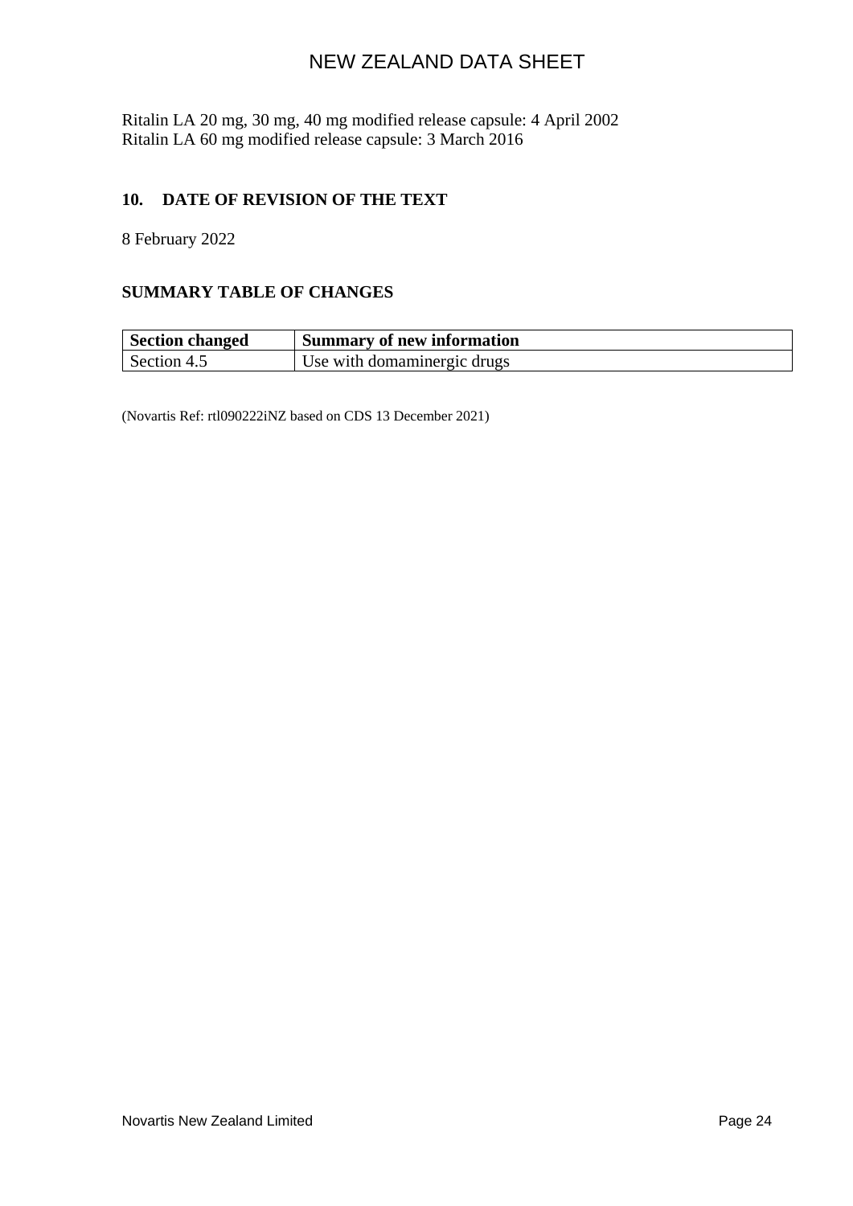Ritalin LA 20 mg, 30 mg, 40 mg modified release capsule: 4 April 2002
Ritalin LA 60 mg modified release capsule: 3 March 2016

## 10. DATE OF REVISION OF THE TEXT

8 February 2022

## SUMMARY TABLE OF CHANGES

| Section changed | Summary of new information |
|---|---|
| Section 4.5 | Use with domaminergic drugs |

(Novartis Ref: rtl090222iNZ based on CDS 13 December 2021)